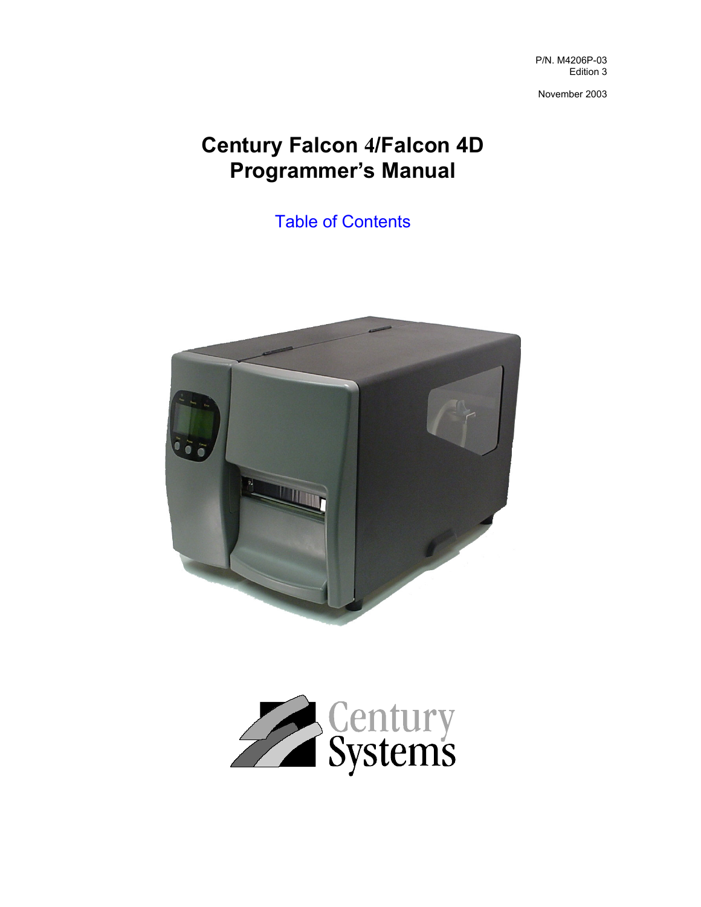P/N. M4206P-03
Edition 3

November 2003

# Century Falcon 4/Falcon 4D Programmer's Manual

Table of Contents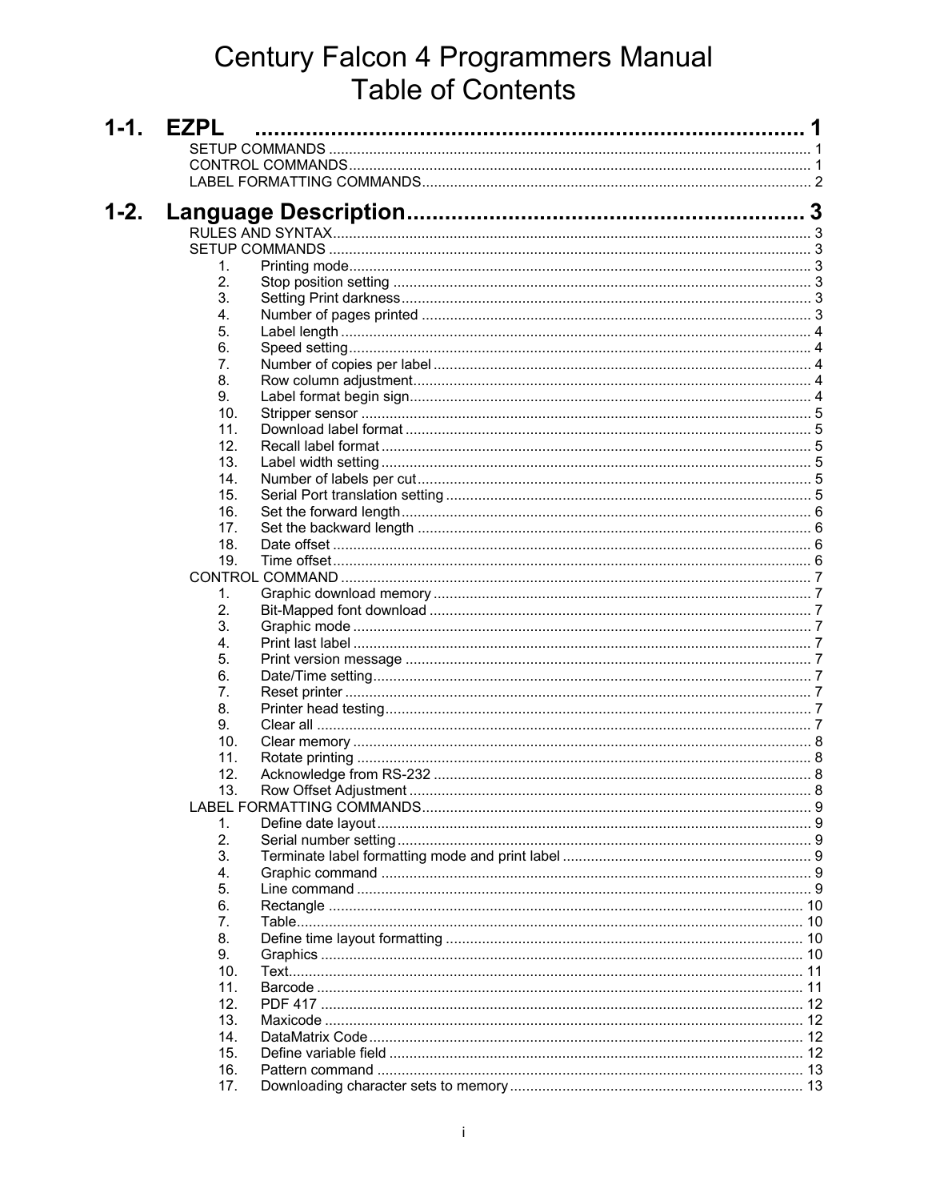# Century Falcon 4 Programmers Manual
# Table of Contents

## 1-1. EZPL .......................................................................... 1

SETUP COMMANDS ........................................................................ 1
CONTROL COMMANDS ........................................................................ 1
LABEL FORMATTING COMMANDS ........................................................................ 2

## 1-2. Language Description ........................................................ 3

RULES AND SYNTAX ........................................................................ 3
SETUP COMMANDS ........................................................................ 3

1. Printing mode ........................................................................ 3
2. Stop position setting ........................................................................ 3
3. Setting Print darkness ........................................................................ 3
4. Number of pages printed ........................................................................ 3
5. Label length ........................................................................ 4
6. Speed setting ........................................................................ 4
7. Number of copies per label ........................................................................ 4
8. Row column adjustment ........................................................................ 4
9. Label format begin sign ........................................................................ 4
10. Stripper sensor ........................................................................ 5
11. Download label format ........................................................................ 5
12. Recall label format ........................................................................ 5
13. Label width setting ........................................................................ 5
14. Number of labels per cut ........................................................................ 5
15. Serial Port translation setting ........................................................................ 5
16. Set the forward length ........................................................................ 6
17. Set the backward length ........................................................................ 6
18. Date offset ........................................................................ 6
19. Time offset ........................................................................ 6

CONTROL COMMAND ........................................................................ 7

1. Graphic download memory ........................................................................ 7
2. Bit-Mapped font download ........................................................................ 7
3. Graphic mode ........................................................................ 7
4. Print last label ........................................................................ 7
5. Print version message ........................................................................ 7
6. Date/Time setting ........................................................................ 7
7. Reset printer ........................................................................ 7
8. Printer head testing ........................................................................ 7
9. Clear all ........................................................................ 7
10. Clear memory ........................................................................ 8
11. Rotate printing ........................................................................ 8
12. Acknowledge from RS-232 ........................................................................ 8
13. Row Offset Adjustment ........................................................................ 8

LABEL FORMATTING COMMANDS ........................................................................ 9

1. Define date layout ........................................................................ 9
2. Serial number setting ........................................................................ 9
3. Terminate label formatting mode and print label ........................................................................ 9
4. Graphic command ........................................................................ 9
5. Line command ........................................................................ 9
6. Rectangle ........................................................................ 10
7. Table ........................................................................ 10
8. Define time layout formatting ........................................................................ 10
9. Graphics ........................................................................ 10
10. Text ........................................................................ 11
11. Barcode ........................................................................ 11
12. PDF 417 ........................................................................ 12
13. Maxicode ........................................................................ 12
14. DataMatrix Code ........................................................................ 12
15. Define variable field ........................................................................ 12
16. Pattern command ........................................................................ 13
17. Downloading character sets to memory ........................................................................ 13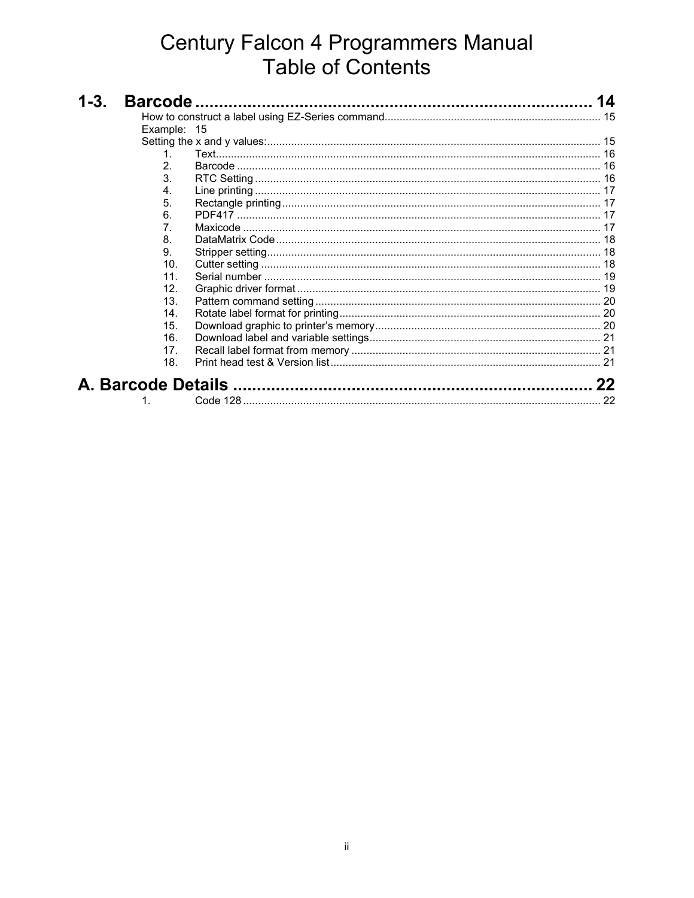# Century Falcon 4 Programmers Manual
# Table of Contents

**1-3. Barcode .................................................................................. 14**

How to construct a label using EZ-Series command........................................................................ 15

Example: 15

Setting the x and y values:............................................................................................................. 15

1. Text........................................................................................................................ 16
2. Barcode .................................................................................................................. 16
3. RTC Setting ............................................................................................................ 16
4. Line printing ........................................................................................................... 17
5. Rectangle printing................................................................................................... 17
6. PDF417 .................................................................................................................. 17
7. Maxicode ............................................................................................................... 17
8. DataMatrix Code..................................................................................................... 18
9. Stripper setting........................................................................................................ 18
10. Cutter setting .......................................................................................................... 18
11. Serial number ......................................................................................................... 19
12. Graphic driver format .............................................................................................. 19
13. Pattern command setting ........................................................................................ 20
14. Rotate label format for printing................................................................................ 20
15. Download graphic to printer's memory.................................................................... 20
16. Download label and variable settings...................................................................... 21
17. Recall label format from memory ............................................................................ 21
18. Print head test & Version list................................................................................... 21

**A. Barcode Details .......................................................................... 22**

1. Code 128 ................................................................................................................ 22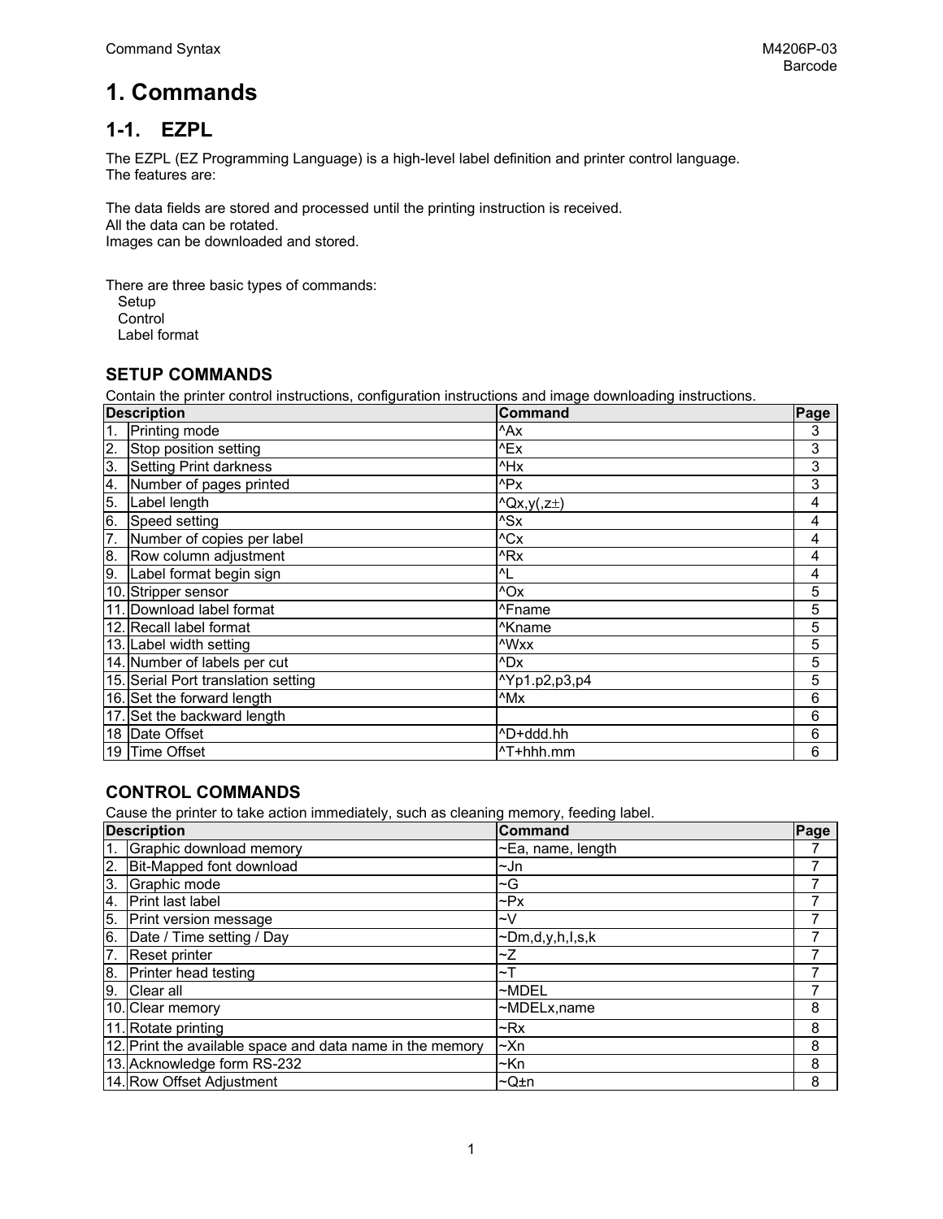# 1. Commands

## 1-1. EZPL

The EZPL (EZ Programming Language) is a high-level label definition and printer control language.
The features are:

The data fields are stored and processed until the printing instruction is received.
All the data can be rotated.
Images can be downloaded and stored.

There are three basic types of commands:
- Setup
- Control
- Label format

### SETUP COMMANDS

Contain the printer control instructions, configuration instructions and image downloading instructions.

| Description | | Command | Page |
|---|---|---|---|
| 1. | Printing mode | ^Ax | 3 |
| 2. | Stop position setting | ^Ex | 3 |
| 3. | Setting Print darkness | ^Hx | 3 |
| 4. | Number of pages printed | ^Px | 3 |
| 5. | Label length | ^Qx,y(,z±) | 4 |
| 6. | Speed setting | ^Sx | 4 |
| 7. | Number of copies per label | ^Cx | 4 |
| 8. | Row column adjustment | ^Rx | 4 |
| 9. | Label format begin sign | ^L | 4 |
| 10. | Stripper sensor | ^Ox | 5 |
| 11. | Download label format | ^Fname | 5 |
| 12. | Recall label format | ^Kname | 5 |
| 13. | Label width setting | ^Wxx | 5 |
| 14. | Number of labels per cut | ^Dx | 5 |
| 15. | Serial Port translation setting | ^Yp1.p2,p3,p4 | 5 |
| 16. | Set the forward length | ^Mx | 6 |
| 17. | Set the backward length | | 6 |
| 18 | Date Offset | ^D+ddd.hh | 6 |
| 19 | Time Offset | ^T+hhh.mm | 6 |

### CONTROL COMMANDS

Cause the printer to take action immediately, such as cleaning memory, feeding label.

| Description | | Command | Page |
|---|---|---|---|
| 1. | Graphic download memory | ~Ea, name, length | 7 |
| 2. | Bit-Mapped font download | ~Jn | 7 |
| 3. | Graphic mode | ~G | 7 |
| 4. | Print last label | ~Px | 7 |
| 5. | Print version message | ~V | 7 |
| 6. | Date / Time setting / Day | ~Dm,d,y,h,l,s,k | 7 |
| 7. | Reset printer | ~Z | 7 |
| 8. | Printer head testing | ~T | 7 |
| 9. | Clear all | ~MDEL | 7 |
| 10. | Clear memory | ~MDELx,name | 8 |
| 11. | Rotate printing | ~Rx | 8 |
| 12. | Print the available space and data name in the memory | ~Xn | 8 |
| 13. | Acknowledge form RS-232 | ~Kn | 8 |
| 14. | Row Offset Adjustment | ~Q±n | 8 |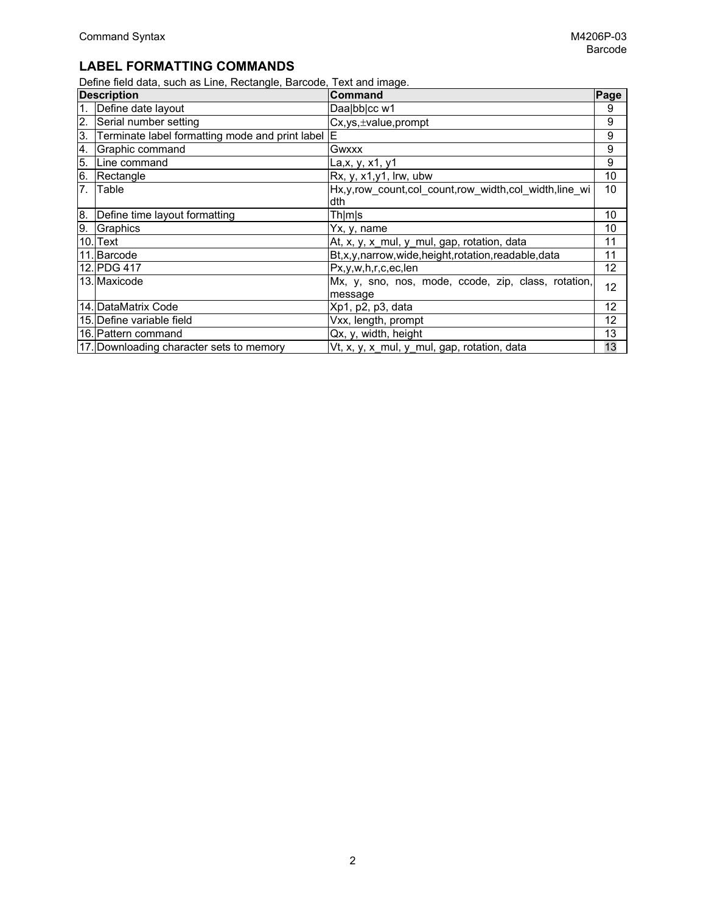## LABEL FORMATTING COMMANDS

Define field data, such as Line, Rectangle, Barcode, Text and image.

| Description | | Command | Page |
|---|---|---|---|
| 1. | Define date layout | Daa\|bb\|cc w1 | 9 |
| 2. | Serial number setting | Cx,ys,±value,prompt | 9 |
| 3. | Terminate label formatting mode and print label | E | 9 |
| 4. | Graphic command | Gwxxx | 9 |
| 5. | Line command | La,x, y, x1, y1 | 9 |
| 6. | Rectangle | Rx, y, x1,y1, lrw, ubw | 10 |
| 7. | Table | Hx,y,row_count,col_count,row_width,col_width,line_width | 10 |
| 8. | Define time layout formatting | Th\|m\|s | 10 |
| 9. | Graphics | Yx, y, name | 10 |
| 10. | Text | At, x, y, x_mul, y_mul, gap, rotation, data | 11 |
| 11. | Barcode | Bt,x,y,narrow,wide,height,rotation,readable,data | 11 |
| 12. | PDG 417 | Px,y,w,h,r,c,ec,len | 12 |
| 13. | Maxicode | Mx, y, sno, nos, mode, ccode, zip, class, rotation, message | 12 |
| 14. | DataMatrix Code | Xp1, p2, p3, data | 12 |
| 15. | Define variable field | Vxx, length, prompt | 12 |
| 16. | Pattern command | Qx, y, width, height | 13 |
| 17. | Downloading character sets to memory | Vt, x, y, x_mul, y_mul, gap, rotation, data | 13 |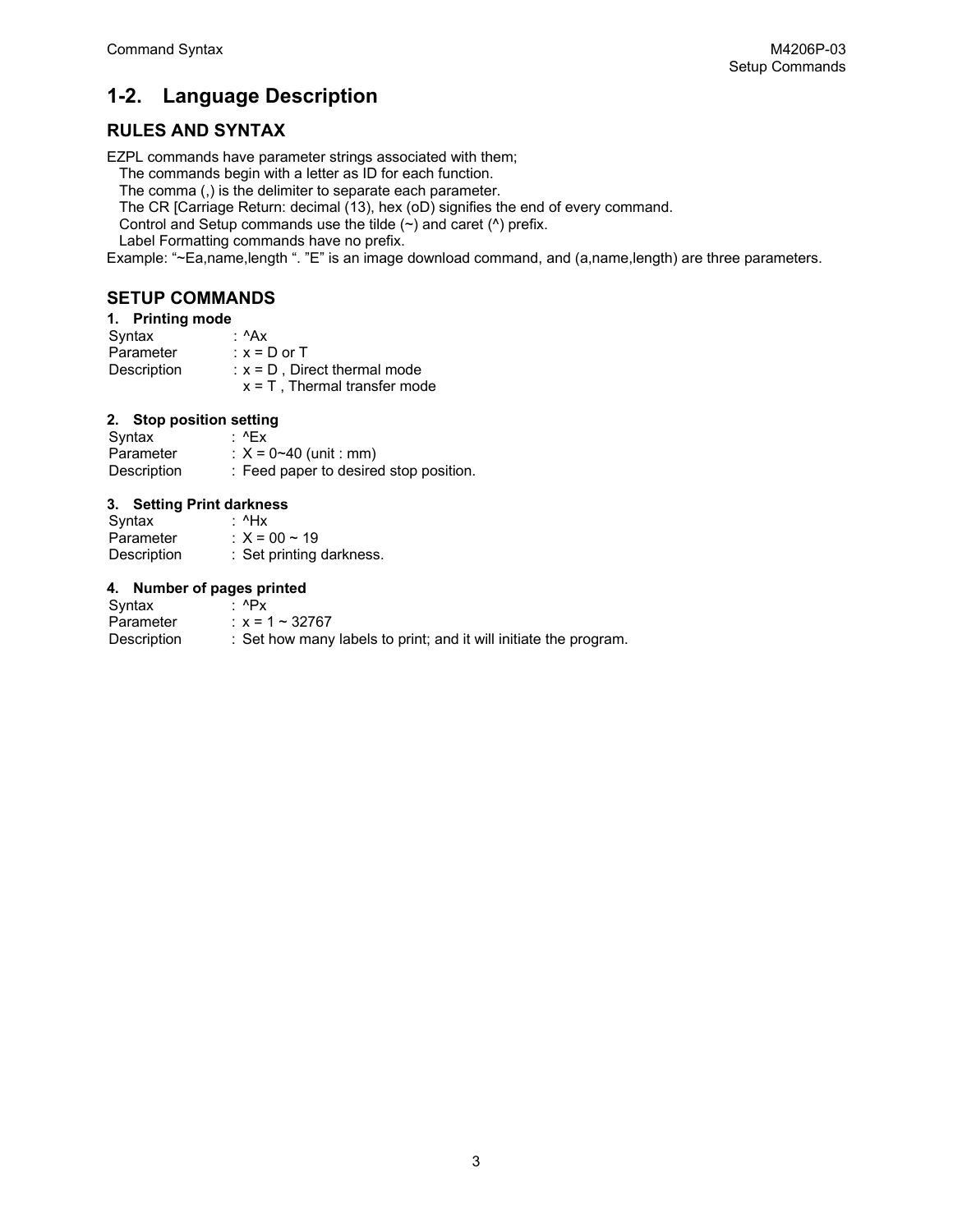## 1-2. Language Description

### RULES AND SYNTAX

EZPL commands have parameter strings associated with them;

The commands begin with a letter as ID for each function.
The comma (,) is the delimiter to separate each parameter.
The CR [Carriage Return: decimal (13), hex (oD) signifies the end of every command.
Control and Setup commands use the tilde (~) and caret (^) prefix.
Label Formatting commands have no prefix.

Example: "~Ea,name,length ". "E" is an image download command, and (a,name,length) are three parameters.

### SETUP COMMANDS

**1. Printing mode**

| | |
|---|---|
| Syntax | : ^Ax |
| Parameter | : x = D or T |
| Description | : x = D , Direct thermal mode<br>x = T , Thermal transfer mode |

**2. Stop position setting**

| | |
|---|---|
| Syntax | : ^Ex |
| Parameter | : X = 0~40 (unit : mm) |
| Description | : Feed paper to desired stop position. |

**3. Setting Print darkness**

| | |
|---|---|
| Syntax | : ^Hx |
| Parameter | : X = 00 ~ 19 |
| Description | : Set printing darkness. |

**4. Number of pages printed**

| | |
|---|---|
| Syntax | : ^Px |
| Parameter | : x = 1 ~ 32767 |
| Description | : Set how many labels to print; and it will initiate the program. |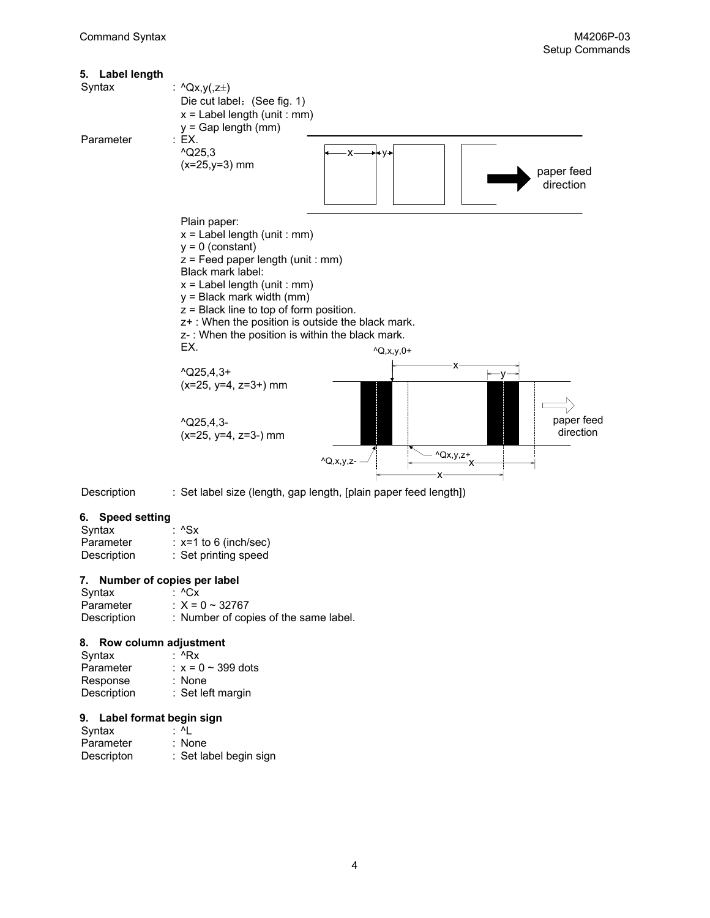### 5. Label length

Syntax : ^Qx,y(,z±)

Die cut label：(See fig. 1)
x = Label length (unit : mm)
y = Gap length (mm)

Parameter : EX.
^Q25,3
(x=25,y=3) mm

Plain paper:
x = Label length (unit : mm)
y = 0 (constant)
z = Feed paper length (unit : mm)

Black mark label:
x = Label length (unit : mm)
y = Black mark width (mm)
z = Black line to top of form position.
z+ : When the position is outside the black mark.
z- : When the position is within the black mark.

EX.

^Q25,4,3+
(x=25, y=4, z=3+) mm

^Q25,4,3-
(x=25, y=4, z=3-) mm

Description : Set label size (length, gap length, [plain paper feed length])

### 6. Speed setting

Syntax : ^Sx
Parameter : x=1 to 6 (inch/sec)
Description : Set printing speed

### 7. Number of copies per label

Syntax : ^Cx
Parameter : X = 0 ~ 32767
Description : Number of copies of the same label.

### 8. Row column adjustment

Syntax : ^Rx
Parameter : x = 0 ~ 399 dots
Response : None
Description : Set left margin

### 9. Label format begin sign

Syntax : ^L
Parameter : None
Descripton : Set label begin sign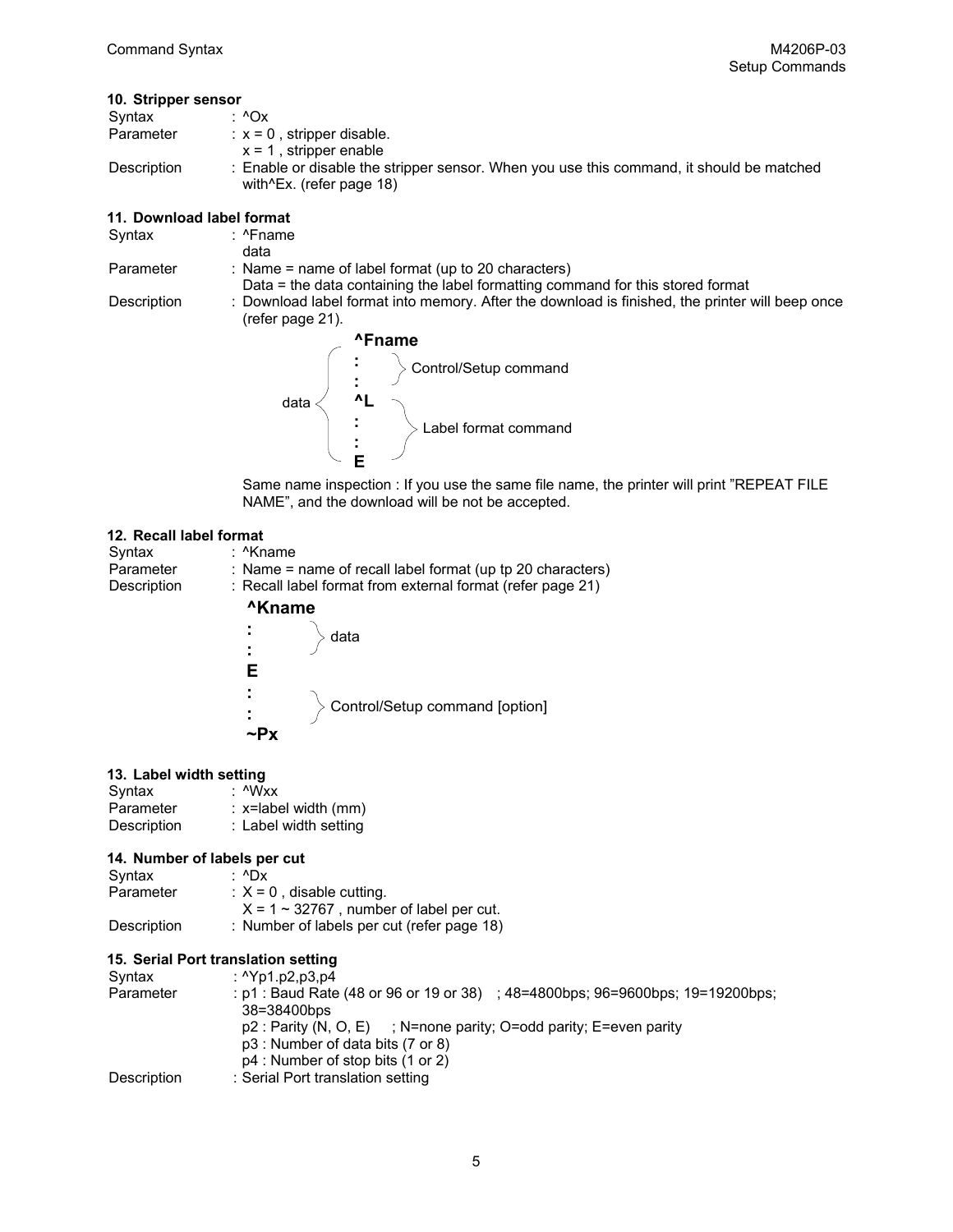### 10. Stripper sensor

Syntax : ^Ox
Parameter : x = 0 , stripper disable.
x = 1 , stripper enable
Description : Enable or disable the stripper sensor. When you use this command, it should be matched with^Ex. (refer page 18)

### 11. Download label format

Syntax : ^Fname
data
Parameter : Name = name of label format (up to 20 characters)
Data = the data containing the label formatting command for this stored format
Description : Download label format into memory. After the download is finished, the printer will beep once (refer page 21).

```
        ^Fname
      (  :     } Control/Setup command
      (  :
data <   ^L
      (  :     } Label format command
      (  :
         E
```

Same name inspection : If you use the same file name, the printer will print "REPEAT FILE NAME", and the download will be not be accepted.

### 12. Recall label format

Syntax : ^Kname
Parameter : Name = name of recall label format (up tp 20 characters)
Description : Recall label format from external format (refer page 21)

```
^Kname
:        } data
:
E
:        } Control/Setup command [option]
:
~Px
```

### 13. Label width setting

Syntax : ^Wxx
Parameter : x=label width (mm)
Description : Label width setting

### 14. Number of labels per cut

Syntax : ^Dx
Parameter : X = 0 , disable cutting.
X = 1 ~ 32767 , number of label per cut.
Description : Number of labels per cut (refer page 18)

### 15. Serial Port translation setting

Syntax : ^Yp1.p2,p3,p4
Parameter : p1 : Baud Rate (48 or 96 or 19 or 38) ; 48=4800bps; 96=9600bps; 19=19200bps; 38=38400bps
p2 : Parity (N, O, E) ; N=none parity; O=odd parity; E=even parity
p3 : Number of data bits (7 or 8)
p4 : Number of stop bits (1 or 2)
Description : Serial Port translation setting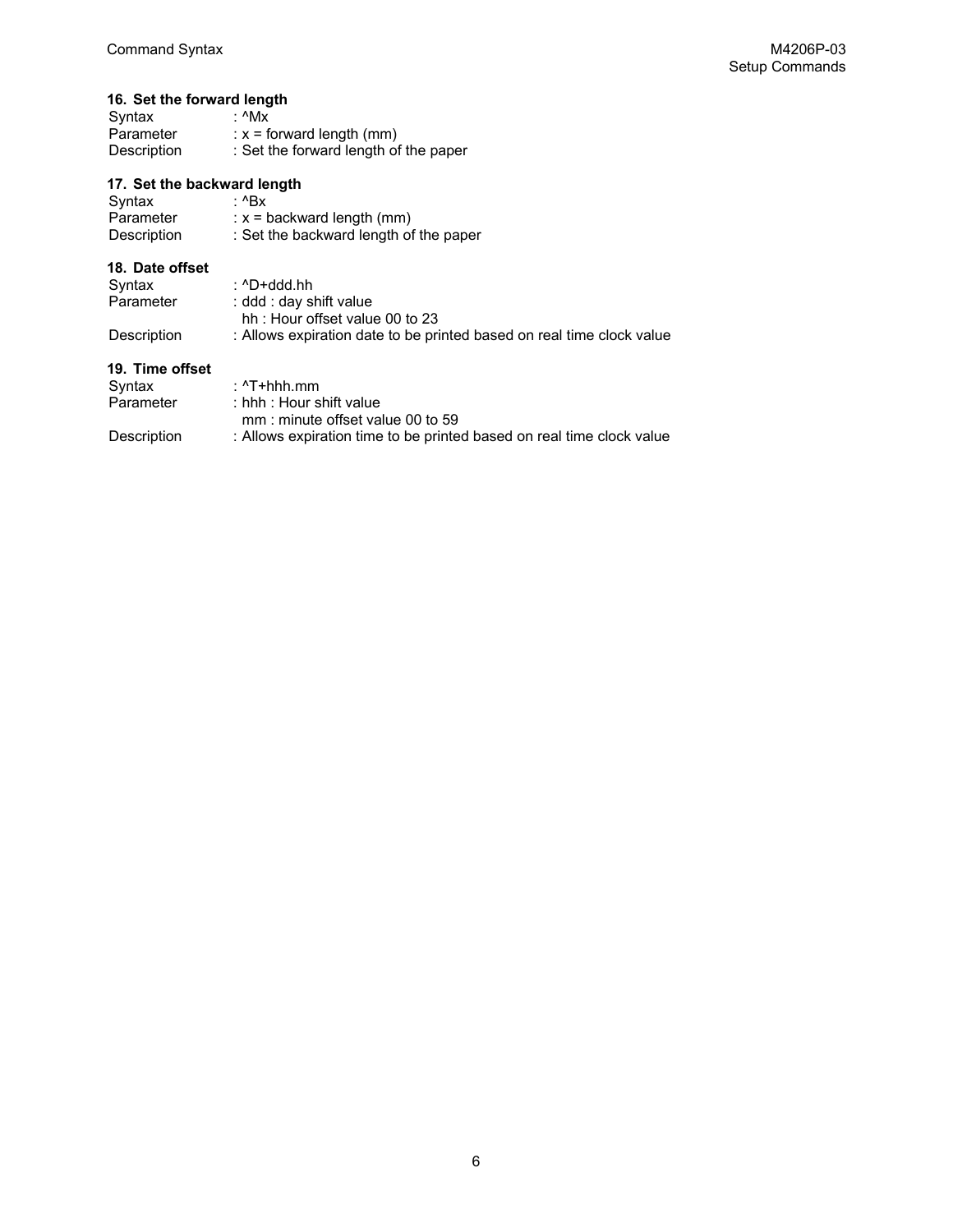### 16. Set the forward length

| | |
|---|---|
| Syntax | : ^Mx |
| Parameter | : x = forward length (mm) |
| Description | : Set the forward length of the paper |

### 17. Set the backward length

| | |
|---|---|
| Syntax | : ^Bx |
| Parameter | : x = backward length (mm) |
| Description | : Set the backward length of the paper |

### 18. Date offset

| | |
|---|---|
| Syntax | : ^D+ddd.hh |
| Parameter | : ddd : day shift value<br>hh : Hour offset value 00 to 23 |
| Description | : Allows expiration date to be printed based on real time clock value |

### 19. Time offset

| | |
|---|---|
| Syntax | : ^T+hhh.mm |
| Parameter | : hhh : Hour shift value<br>mm : minute offset value 00 to 59 |
| Description | : Allows expiration time to be printed based on real time clock value |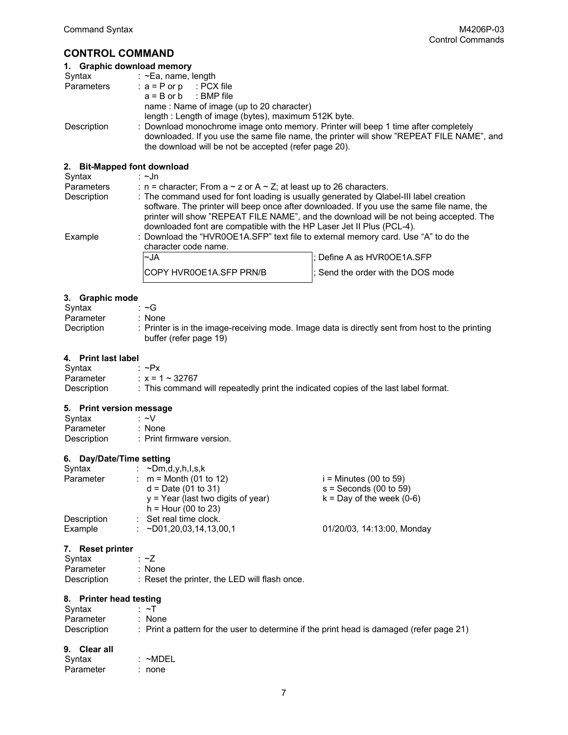## CONTROL COMMAND

### 1. Graphic download memory

| | |
|---|---|
| Syntax | : ~Ea, name, length |
| Parameters | : a = P or p : PCX file<br>a = B or b : BMP file<br>name : Name of image (up to 20 character)<br>length : Length of image (bytes), maximum 512K byte. |
| Description | : Download monochrome image onto memory. Printer will beep 1 time after completely downloaded. If you use the same file name, the printer will show "REPEAT FILE NAME", and the download will be not be accepted (refer page 20). |

### 2. Bit-Mapped font download

| | |
|---|---|
| Syntax | : ~Jn |
| Parameters | : n = character; From a ~ z or A ~ Z; at least up to 26 characters. |
| Description | : The command used for font loading is usually generated by Qlabel-III label creation software. The printer will beep once after downloaded. If you use the same file name, the printer will show "REPEAT FILE NAME", and the download will be not being accepted. The downloaded font are compatible with the HP Laser Jet II Plus (PCL-4). |
| Example | : Download the "HVR0OE1A.SFP" text file to external memory card. Use "A" to do the character code name. |

| | |
|---|---|
| ~JA | ; Define A as HVR0OE1A.SFP |
| COPY HVR0OE1A.SFP PRN/B | ; Send the order with the DOS mode |

### 3. Graphic mode

| | |
|---|---|
| Syntax | : ~G |
| Parameter | : None |
| Decription | : Printer is in the image-receiving mode. Image data is directly sent from host to the printing buffer (refer page 19) |

### 4. Print last label

| | |
|---|---|
| Syntax | : ~Px |
| Parameter | : x = 1 ~ 32767 |
| Description | : This command will repeatedly print the indicated copies of the last label format. |

### 5. Print version message

| | |
|---|---|
| Syntax | : ~V |
| Parameter | : None |
| Description | : Print firmware version. |

### 6. Day/Date/Time setting

| | | |
|---|---|---|
| Syntax | : ~Dm,d,y,h,I,s,k | |
| Parameter | : m = Month (01 to 12)<br>d = Date (01 to 31)<br>y = Year (last two digits of year)<br>h = Hour (00 to 23) | i = Minutes (00 to 59)<br>s = Seconds (00 to 59)<br>k = Day of the week (0-6) |
| Description | : Set real time clock. | |
| Example | : ~D01,20,03,14,13,00,1 | 01/20/03, 14:13:00, Monday |

### 7. Reset printer

| | |
|---|---|
| Syntax | : ~Z |
| Parameter | : None |
| Description | : Reset the printer, the LED will flash once. |

### 8. Printer head testing

| | |
|---|---|
| Syntax | : ~T |
| Parameter | : None |
| Description | : Print a pattern for the user to determine if the print head is damaged (refer page 21) |

### 9. Clear all

| | |
|---|---|
| Syntax | : ~MDEL |
| Parameter | : none |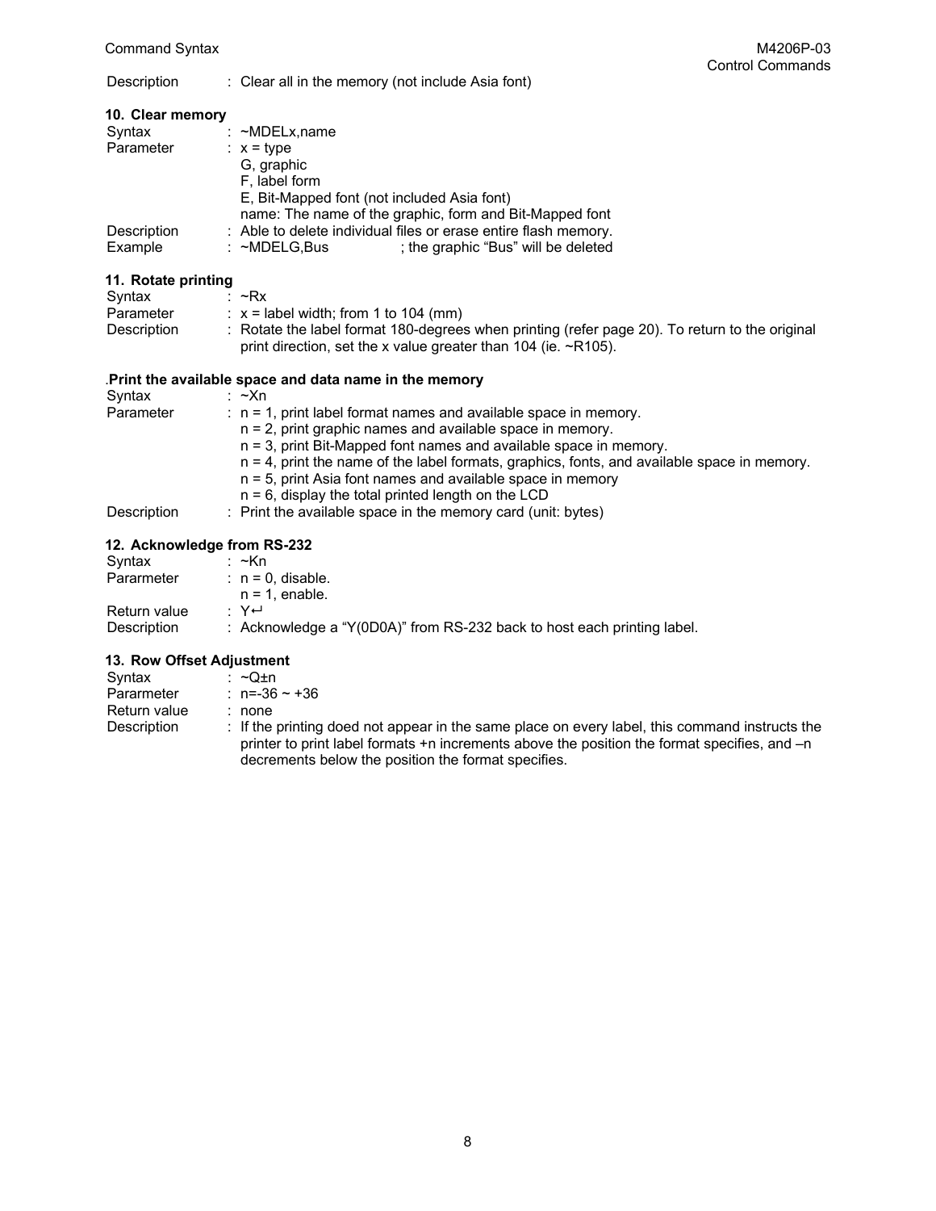Description : Clear all in the memory (not include Asia font)

### 10. Clear memory

Syntax : ~MDELx,name

Parameter : x = type

G, graphic

F, label form

E, Bit-Mapped font (not included Asia font)

name: The name of the graphic, form and Bit-Mapped font

Description : Able to delete individual files or erase entire flash memory.

Example : ~MDELG,Bus ; the graphic "Bus" will be deleted

### 11. Rotate printing

Syntax : ~Rx

Parameter : x = label width; from 1 to 104 (mm)

Description : Rotate the label format 180-degrees when printing (refer page 20). To return to the original print direction, set the x value greater than 104 (ie. ~R105).

### .Print the available space and data name in the memory

Syntax : ~Xn

Parameter : n = 1, print label format names and available space in memory.

n = 2, print graphic names and available space in memory.

n = 3, print Bit-Mapped font names and available space in memory.

n = 4, print the name of the label formats, graphics, fonts, and available space in memory.

n = 5, print Asia font names and available space in memory

n = 6, display the total printed length on the LCD

Description : Print the available space in the memory card (unit: bytes)

### 12. Acknowledge from RS-232

Syntax : ~Kn

Pararmeter : n = 0, disable.

n = 1, enable.

Return value : Y↵

Description : Acknowledge a "Y(0D0A)" from RS-232 back to host each printing label.

### 13. Row Offset Adjustment

Syntax : ~Q±n

Pararmeter : n=-36 ~ +36

Return value : none

Description : If the printing doed not appear in the same place on every label, this command instructs the printer to print label formats +n increments above the position the format specifies, and –n decrements below the position the format specifies.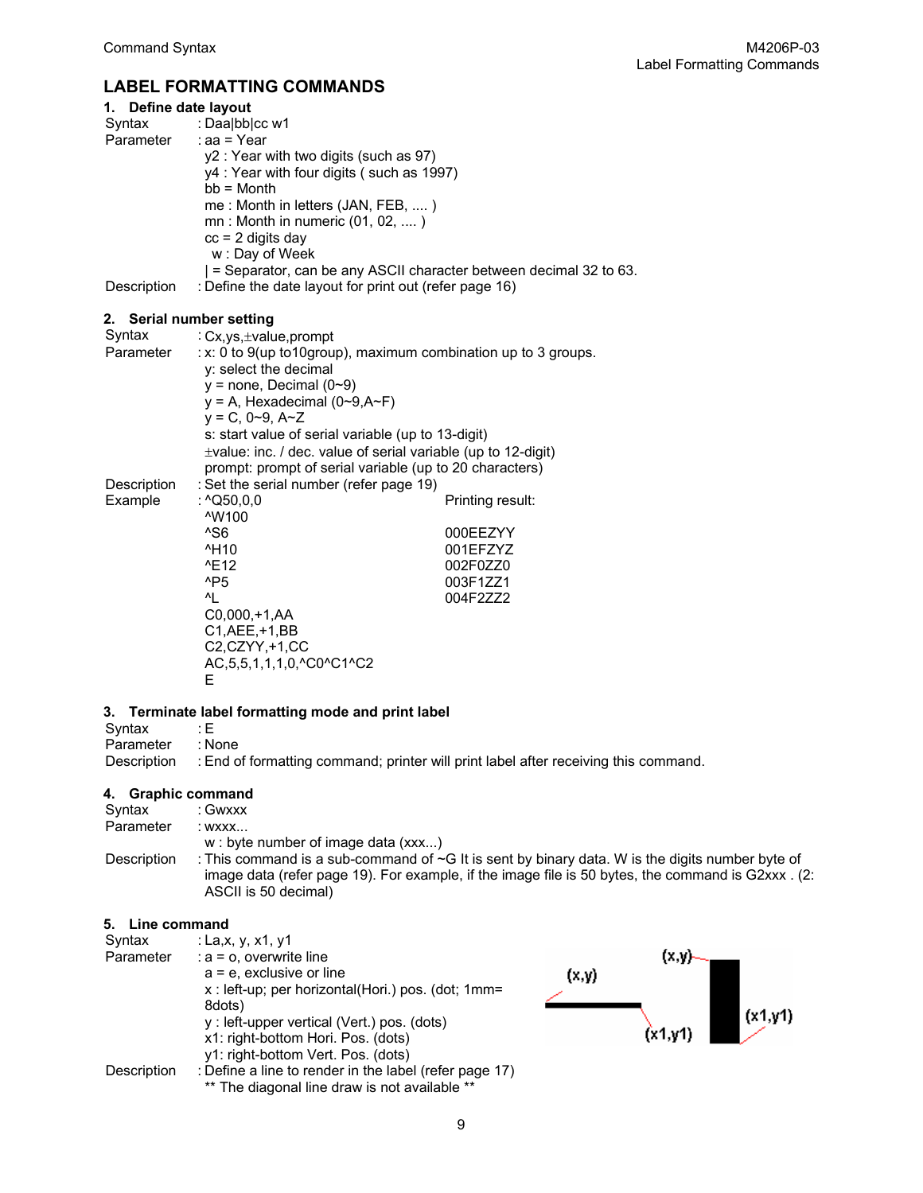## LABEL FORMATTING COMMANDS

### 1. Define date layout

Syntax : Daa|bb|cc w1

Parameter : aa = Year

y2 : Year with two digits (such as 97)
y4 : Year with four digits ( such as 1997)
bb = Month
me : Month in letters (JAN, FEB, .... )
mn : Month in numeric (01, 02, .... )
cc = 2 digits day
w : Day of Week
| = Separator, can be any ASCII character between decimal 32 to 63.

Description : Define the date layout for print out (refer page 16)

### 2. Serial number setting

Syntax : Cx,ys,±value,prompt

Parameter : x: 0 to 9(up to10group), maximum combination up to 3 groups.

y: select the decimal
y = none, Decimal (0~9)
y = A, Hexadecimal (0~9,A~F)
y = C, 0~9, A~Z
s: start value of serial variable (up to 13-digit)
±value: inc. / dec. value of serial variable (up to 12-digit)
prompt: prompt of serial variable (up to 20 characters)

Description : Set the serial number (refer page 19)

Example :

```
^Q50,0,0
^W100
^S6
^H10
^E12
^P5
^L
C0,000,+1,AA
C1,AEE,+1,BB
C2,CZYY,+1,CC
AC,5,5,1,1,1,0,^C0^C1^C2
E
```

Printing result:

```
000EEZYY
001EFZYZ
002F0ZZ0
003F1ZZ1
004F2ZZ2
```

### 3. Terminate label formatting mode and print label

Syntax : E

Parameter : None

Description : End of formatting command; printer will print label after receiving this command.

### 4. Graphic command

Syntax : Gwxxx

Parameter : wxxx...

w : byte number of image data (xxx...)

Description : This command is a sub-command of ~G It is sent by binary data. W is the digits number byte of image data (refer page 19). For example, if the image file is 50 bytes, the command is G2xxx . (2: ASCII is 50 decimal)

### 5. Line command

Syntax : La,x, y, x1, y1

Parameter : a = o, overwrite line

a = e, exclusive or line
x : left-up; per horizontal(Hori.) pos. (dot; 1mm= 8dots)
y : left-upper vertical (Vert.) pos. (dots)
x1: right-bottom Hori. Pos. (dots)
y1: right-bottom Vert. Pos. (dots)

Description : Define a line to render in the label (refer page 17)

** The diagonal line draw is not available **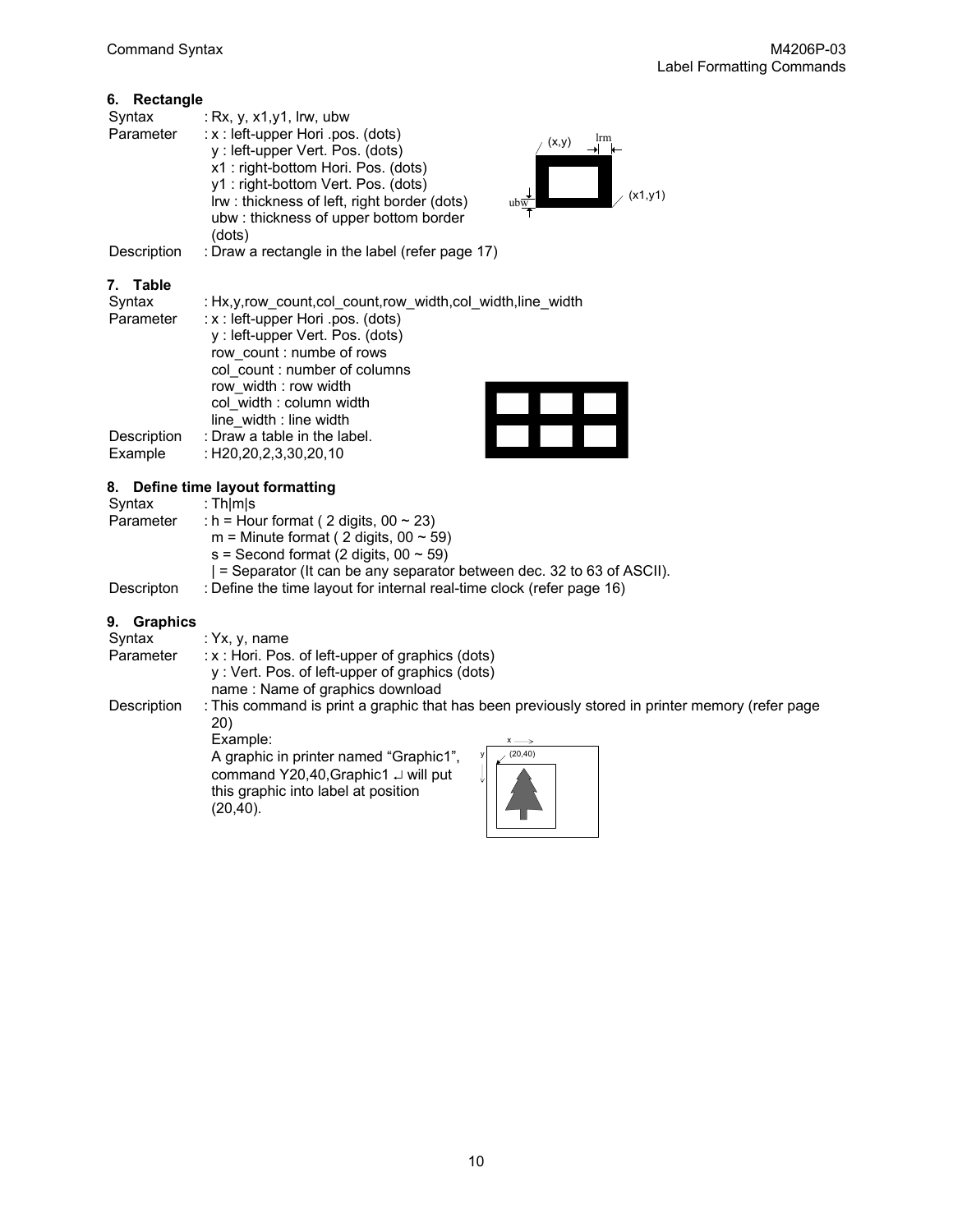### 6. Rectangle

Syntax : Rx, y, x1,y1, lrw, ubw

Parameter : x : left-upper Hori .pos. (dots)
y : left-upper Vert. Pos. (dots)
x1 : right-bottom Hori. Pos. (dots)
y1 : right-bottom Vert. Pos. (dots)
lrw : thickness of left, right border (dots)
ubw : thickness of upper bottom border (dots)

Description : Draw a rectangle in the label (refer page 17)

### 7. Table

Syntax : Hx,y,row_count,col_count,row_width,col_width,line_width

Parameter : x : left-upper Hori .pos. (dots)
y : left-upper Vert. Pos. (dots)
row_count : numbe of rows
col_count : number of columns
row_width : row width
col_width : column width
line_width : line width

Description : Draw a table in the label.

Example : H20,20,2,3,30,20,10

### 8. Define time layout formatting

Syntax : Th|m|s

Parameter : h = Hour format ( 2 digits, 00 ~ 23)
m = Minute format ( 2 digits, 00 ~ 59)
s = Second format (2 digits, 00 ~ 59)
| = Separator (It can be any separator between dec. 32 to 63 of ASCII).

Descripton : Define the time layout for internal real-time clock (refer page 16)

### 9. Graphics

Syntax : Yx, y, name

Parameter : x : Hori. Pos. of left-upper of graphics (dots)
y : Vert. Pos. of left-upper of graphics (dots)
name : Name of graphics download

Description : This command is print a graphic that has been previously stored in printer memory (refer page 20)

Example:
A graphic in printer named "Graphic1", command Y20,40,Graphic1 ↵ will put this graphic into label at position (20,40).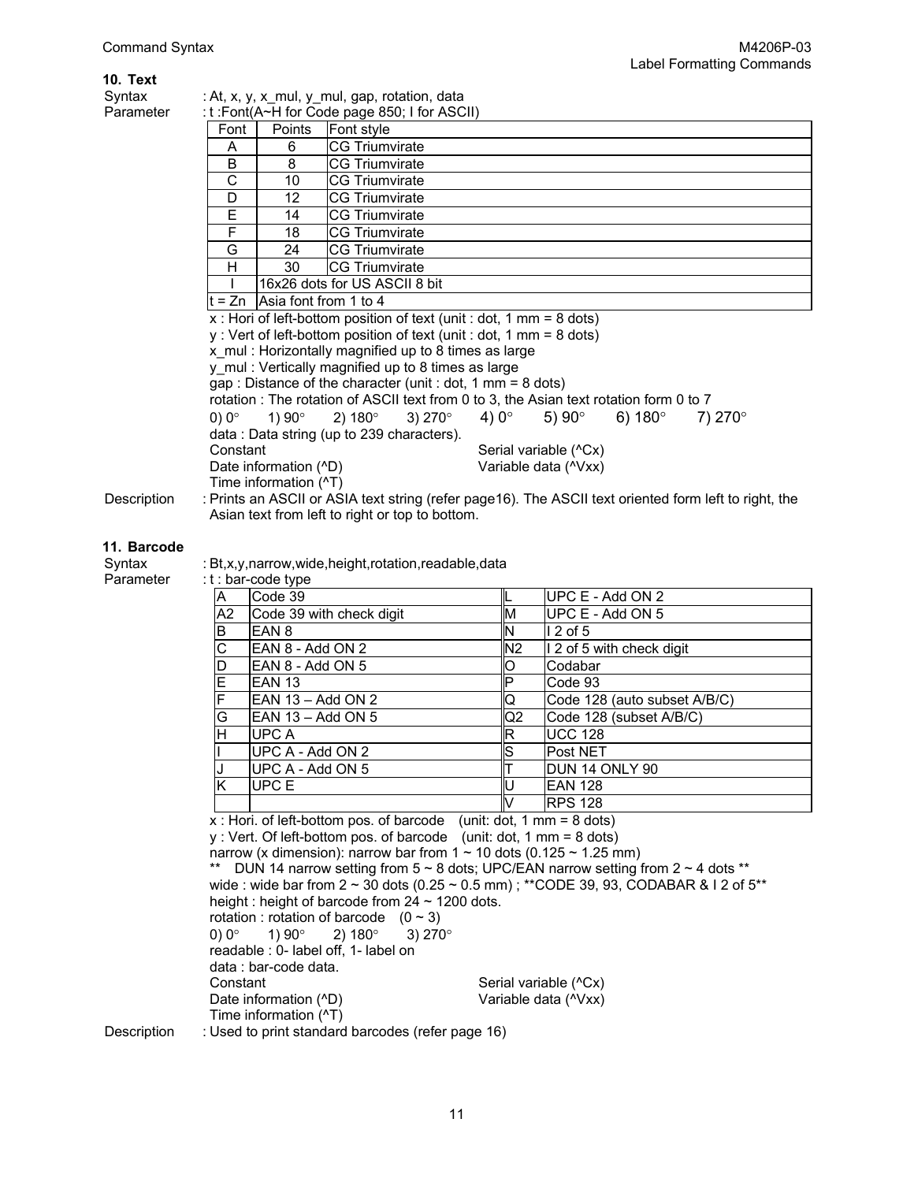## 10. Text

Syntax : At, x, y, x_mul, y_mul, gap, rotation, data

Parameter : t :Font(A~H for Code page 850; I for ASCII)

| Font | Points | Font style |
|---|---|---|
| A | 6 | CG Triumvirate |
| B | 8 | CG Triumvirate |
| C | 10 | CG Triumvirate |
| D | 12 | CG Triumvirate |
| E | 14 | CG Triumvirate |
| F | 18 | CG Triumvirate |
| G | 24 | CG Triumvirate |
| H | 30 | CG Triumvirate |
| I | 16x26 dots for US ASCII 8 bit | |
| t = Zn | Asia font from 1 to 4 | |

x : Hori of left-bottom position of text (unit : dot, 1 mm = 8 dots)

y : Vert of left-bottom position of text (unit : dot, 1 mm = 8 dots)

x_mul : Horizontally magnified up to 8 times as large

y_mul : Vertically magnified up to 8 times as large

gap : Distance of the character (unit : dot, 1 mm = 8 dots)

rotation : The rotation of ASCII text from 0 to 3, the Asian text rotation form 0 to 7

0) 0° 1) 90° 2) 180° 3) 270° 4) 0° 5) 90° 6) 180° 7) 270°

data : Data string (up to 239 characters).

Constant Serial variable (^Cx)

Date information (^D) Variable data (^Vxx)

Time information (^T)

Description : Prints an ASCII or ASIA text string (refer page16). The ASCII text oriented form left to right, the Asian text from left to right or top to bottom.

## 11. Barcode

Syntax : Bt,x,y,narrow,wide,height,rotation,readable,data

Parameter : t : bar-code type

| | | | |
|---|---|---|---|
| A | Code 39 | L | UPC E - Add ON 2 |
| A2 | Code 39 with check digit | M | UPC E - Add ON 5 |
| B | EAN 8 | N | I 2 of 5 |
| C | EAN 8 - Add ON 2 | N2 | I 2 of 5 with check digit |
| D | EAN 8 - Add ON 5 | O | Codabar |
| E | EAN 13 | P | Code 93 |
| F | EAN 13 – Add ON 2 | Q | Code 128 (auto subset A/B/C) |
| G | EAN 13 – Add ON 5 | Q2 | Code 128 (subset A/B/C) |
| H | UPC A | R | UCC 128 |
| I | UPC A - Add ON 2 | S | Post NET |
| J | UPC A - Add ON 5 | T | DUN 14 ONLY 90 |
| K | UPC E | U | EAN 128 |
| | | V | RPS 128 |

x : Hori. of left-bottom pos. of barcode (unit: dot, 1 mm = 8 dots)

y : Vert. Of left-bottom pos. of barcode (unit: dot, 1 mm = 8 dots)

narrow (x dimension): narrow bar from 1 ~ 10 dots (0.125 ~ 1.25 mm)

** DUN 14 narrow setting from 5 ~ 8 dots; UPC/EAN narrow setting from 2 ~ 4 dots **

wide : wide bar from 2 ~ 30 dots (0.25 ~ 0.5 mm) ; **CODE 39, 93, CODABAR & I 2 of 5**

height : height of barcode from 24 ~ 1200 dots.

rotation : rotation of barcode (0 ~ 3)

0) 0° 1) 90° 2) 180° 3) 270°

readable : 0- label off, 1- label on

data : bar-code data.

Constant Serial variable (^Cx)

Date information (^D) Variable data (^Vxx)

Time information (^T)

Description : Used to print standard barcodes (refer page 16)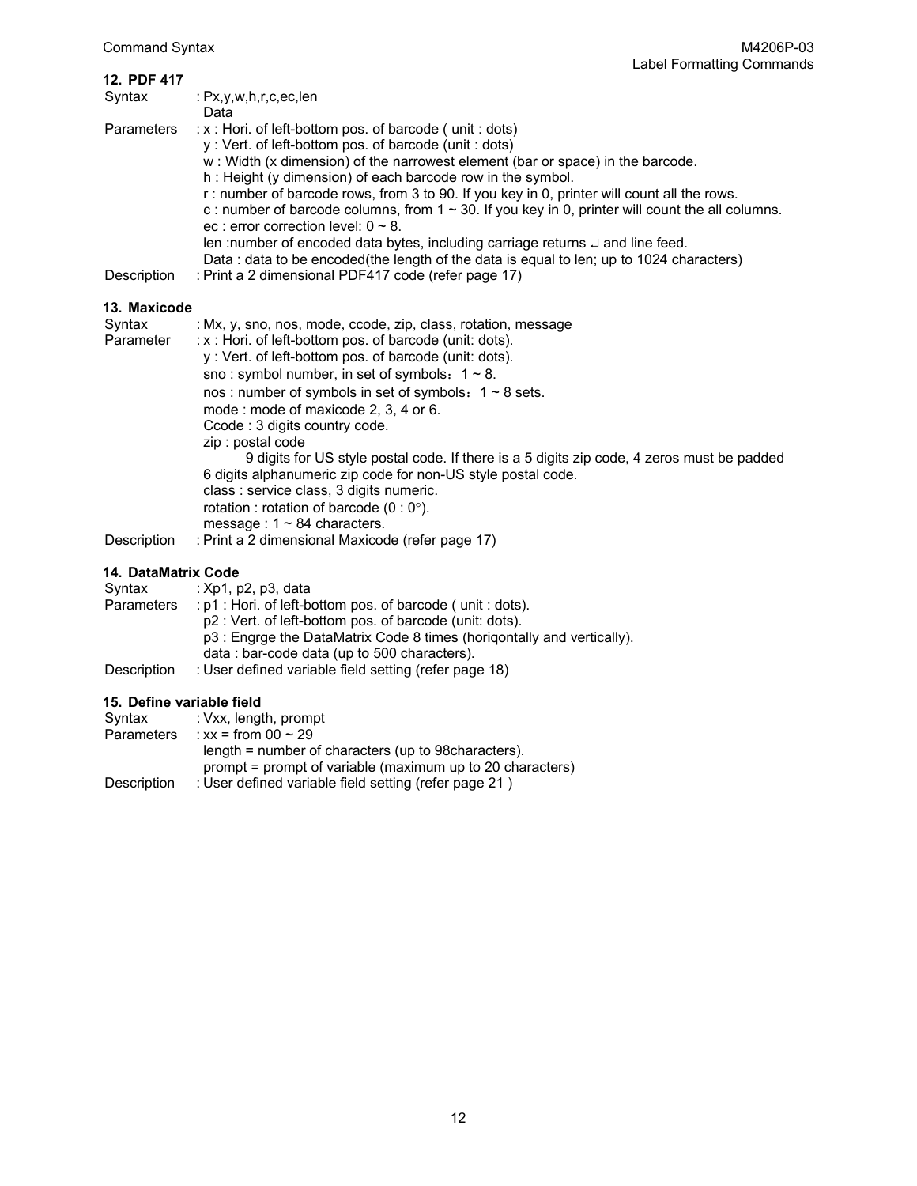**12. PDF 417**

| | |
|---|---|
| Syntax | : Px,y,w,h,r,c,ec,len<br>Data |
| Parameters | : x : Hori. of left-bottom pos. of barcode ( unit : dots)<br>y : Vert. of left-bottom pos. of barcode (unit : dots)<br>w : Width (x dimension) of the narrowest element (bar or space) in the barcode.<br>h : Height (y dimension) of each barcode row in the symbol.<br>r : number of barcode rows, from 3 to 90. If you key in 0, printer will count all the rows.<br>c : number of barcode columns, from 1 ~ 30. If you key in 0, printer will count the all columns.<br>ec : error correction level: 0 ~ 8.<br>len :number of encoded data bytes, including carriage returns ↵ and line feed.<br>Data : data to be encoded(the length of the data is equal to len; up to 1024 characters) |
| Description | : Print a 2 dimensional PDF417 code (refer page 17) |

**13. Maxicode**

| | |
|---|---|
| Syntax | : Mx, y, sno, nos, mode, ccode, zip, class, rotation, message |
| Parameter | : x : Hori. of left-bottom pos. of barcode (unit: dots).<br>y : Vert. of left-bottom pos. of barcode (unit: dots).<br>sno : symbol number, in set of symbols：1 ~ 8.<br>nos : number of symbols in set of symbols：1 ~ 8 sets.<br>mode : mode of maxicode 2, 3, 4 or 6.<br>Ccode : 3 digits country code.<br>zip : postal code<br>9 digits for US style postal code. If there is a 5 digits zip code, 4 zeros must be padded<br>6 digits alphanumeric zip code for non-US style postal code.<br>class : service class, 3 digits numeric.<br>rotation : rotation of barcode (0 : 0°).<br>message : 1 ~ 84 characters. |
| Description | : Print a 2 dimensional Maxicode (refer page 17) |

**14. DataMatrix Code**

| | |
|---|---|
| Syntax | : Xp1, p2, p3, data |
| Parameters | : p1 : Hori. of left-bottom pos. of barcode ( unit : dots).<br>p2 : Vert. of left-bottom pos. of barcode (unit: dots).<br>p3 : Engrge the DataMatrix Code 8 times (horiqontally and vertically).<br>data : bar-code data (up to 500 characters). |
| Description | : User defined variable field setting (refer page 18) |

**15. Define variable field**

| | |
|---|---|
| Syntax | : Vxx, length, prompt |
| Parameters | : xx = from 00 ~ 29<br>length = number of characters (up to 98characters).<br>prompt = prompt of variable (maximum up to 20 characters) |
| Description | : User defined variable field setting (refer page 21 ) |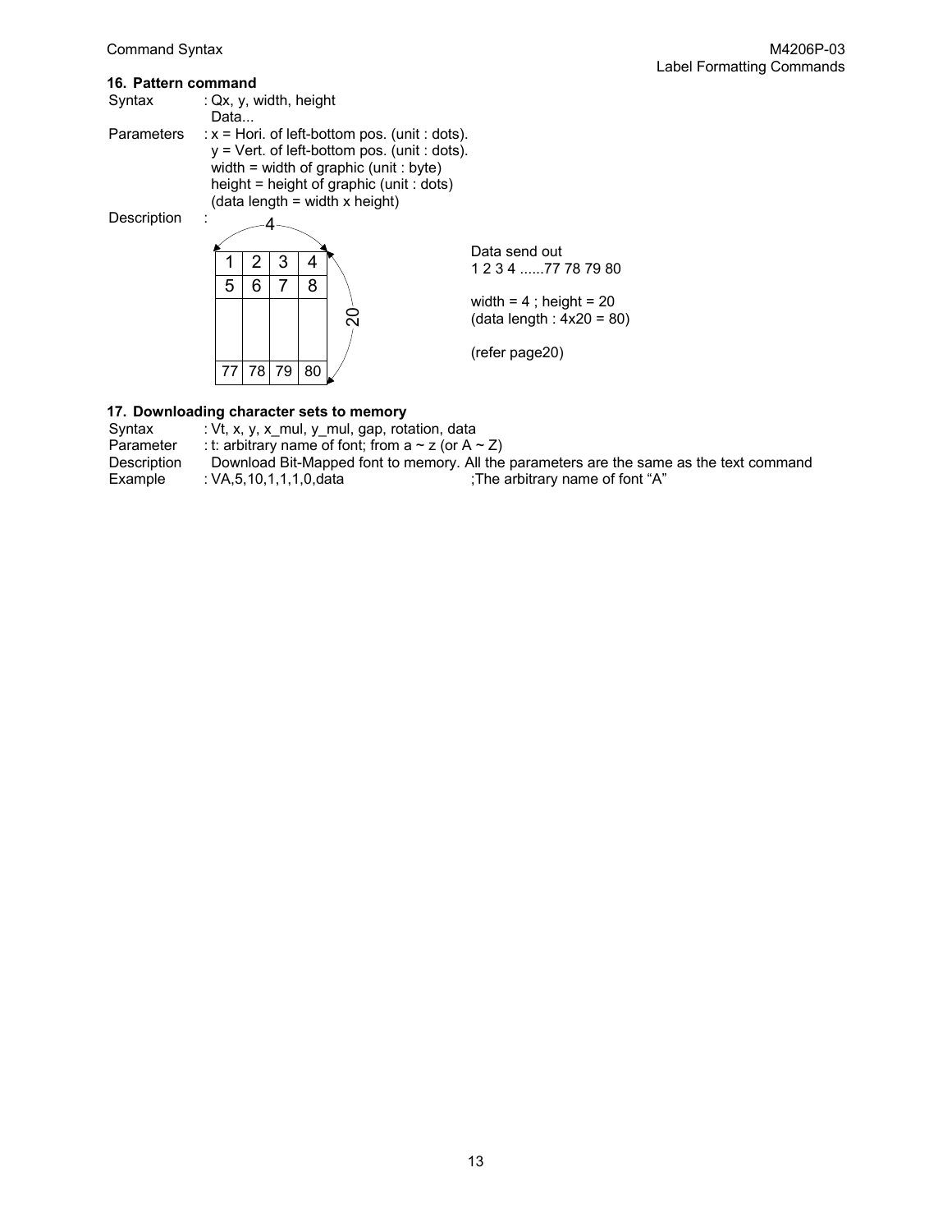### 16. Pattern command

Syntax : Qx, y, width, height
Data...

Parameters : x = Hori. of left-bottom pos. (unit : dots).
y = Vert. of left-bottom pos. (unit : dots).
width = width of graphic (unit : byte)
height = height of graphic (unit : dots)
(data length = width x height)

Description :

| 1 | 2 | 3 | 4 |
|---|---|---|---|
| 5 | 6 | 7 | 8 |
| | | | |
| 77 | 78 | 79 | 80 |

(width: 4; height: 20)

Data send out
1 2 3 4 ......77 78 79 80

width = 4 ; height = 20
(data length : 4x20 = 80)

(refer page20)

### 17. Downloading character sets to memory

Syntax : Vt, x, y, x_mul, y_mul, gap, rotation, data
Parameter : t: arbitrary name of font; from a ~ z (or A ~ Z)
Description Download Bit-Mapped font to memory. All the parameters are the same as the text command
Example : VA,5,10,1,1,1,0,data ;The arbitrary name of font "A"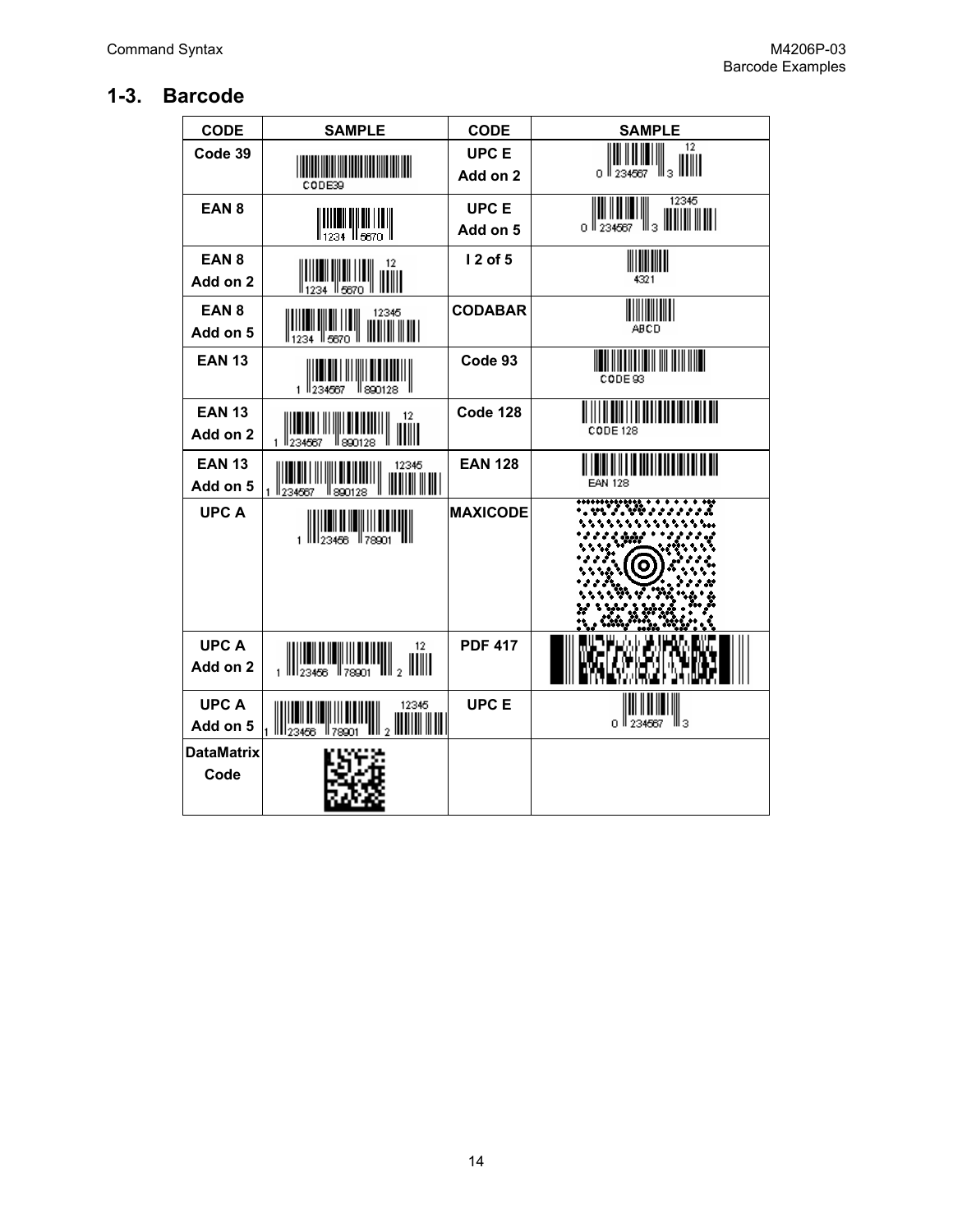## 1-3. Barcode

| CODE | SAMPLE | CODE | SAMPLE |
|---|---|---|---|
| Code 39 | CODE39 | UPC E Add on 2 | 0 234567 3 12 |
| EAN 8 | 1234 5670 | UPC E Add on 5 | 0 234567 3 12345 |
| EAN 8 Add on 2 | 1234 5670 12 | I 2 of 5 | 4321 |
| EAN 8 Add on 5 | 1234 5670 12345 | CODABAR | ABCD |
| EAN 13 | 1 234567 890128 | Code 93 | CODE 93 |
| EAN 13 Add on 2 | 1 234567 890128 12 | Code 128 | CODE 128 |
| EAN 13 Add on 5 | 1 234567 890128 12345 | EAN 128 | EAN 128 |
| UPC A | 1 23456 78901 | MAXICODE | |
| UPC A Add on 2 | 1 23456 78901 2 12 | PDF 417 | |
| UPC A Add on 5 | 1 23456 78901 2 12345 | UPC E | 0 234567 3 |
| DataMatrix Code | | | |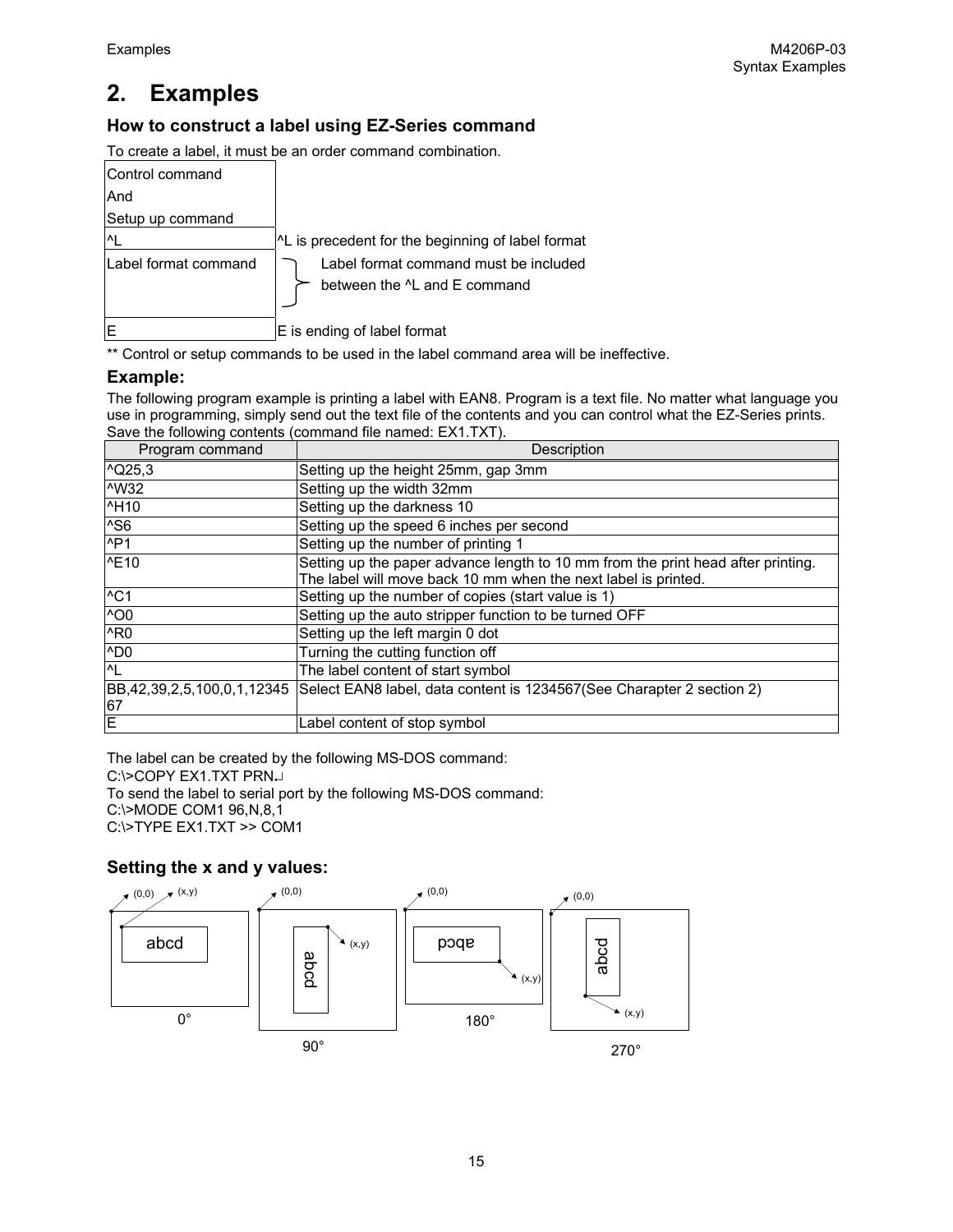# 2. Examples

### How to construct a label using EZ-Series command

To create a label, it must be an order command combination.

| | |
|---|---|
| Control command And Setup up command | |
| ^L | ^L is precedent for the beginning of label format |
| Label format command | Label format command must be included between the ^L and E command |
| E | E is ending of label format |

** Control or setup commands to be used in the label command area will be ineffective.

### Example:

The following program example is printing a label with EAN8. Program is a text file. No matter what language you use in programming, simply send out the text file of the contents and you can control what the EZ-Series prints. Save the following contents (command file named: EX1.TXT).

| Program command | Description |
|---|---|
| ^Q25,3 | Setting up the height 25mm, gap 3mm |
| ^W32 | Setting up the width 32mm |
| ^H10 | Setting up the darkness 10 |
| ^S6 | Setting up the speed 6 inches per second |
| ^P1 | Setting up the number of printing 1 |
| ^E10 | Setting up the paper advance length to 10 mm from the print head after printing. The label will move back 10 mm when the next label is printed. |
| ^C1 | Setting up the number of copies (start value is 1) |
| ^O0 | Setting up the auto stripper function to be turned OFF |
| ^R0 | Setting up the left margin 0 dot |
| ^D0 | Turning the cutting function off |
| ^L | The label content of start symbol |
| BB,42,39,2,5,100,0,1,1234567 | Select EAN8 label, data content is 1234567(See Charapter 2 section 2) |
| E | Label content of stop symbol |

The label can be created by the following MS-DOS command:

```
C:\>COPY EX1.TXT PRN↵
```

To send the label to serial port by the following MS-DOS command:

```
C:\>MODE COM1 96,N,8,1
C:\>TYPE EX1.TXT >> COM1
```

### Setting the x and y values:

(0,0) (x,y) abcd 0°

(0,0) (x,y) abcd 90°

(0,0) (x,y) abcd 180°

(0,0) (x,y) abcd 270°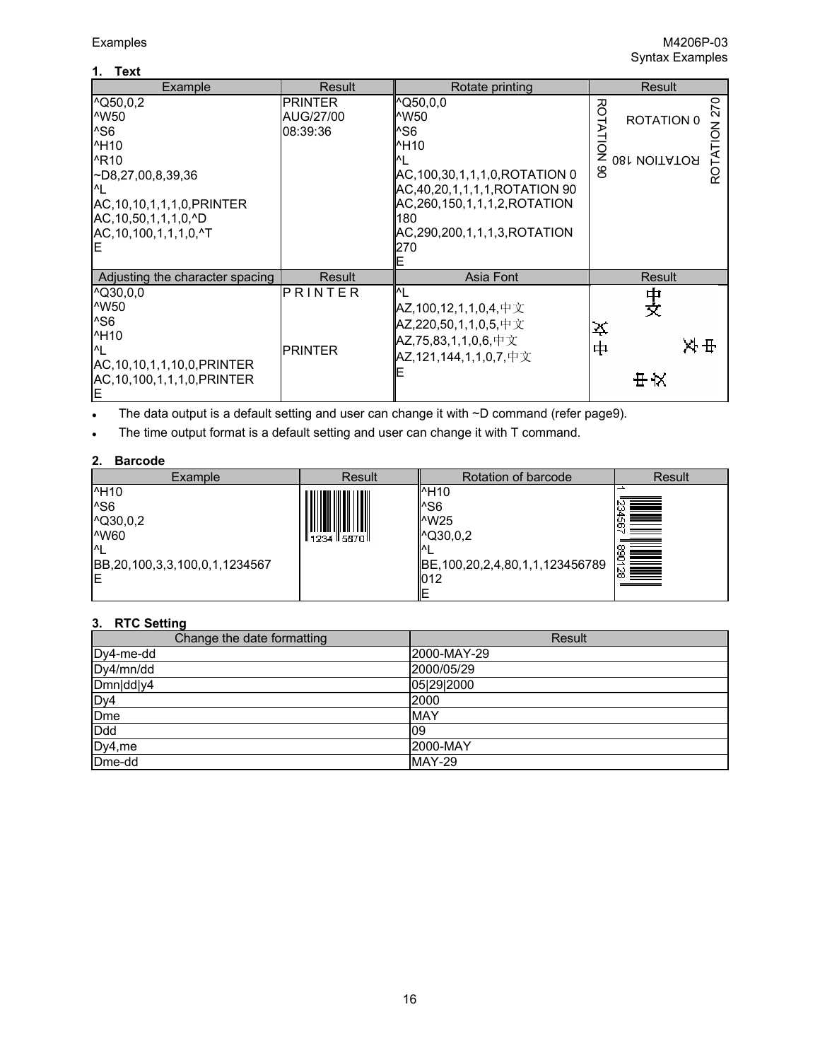## 1. Text

| Example | Result | Rotate printing | Result |
|---|---|---|---|
| ^Q50,0,2<br>^W50<br>^S6<br>^H10<br>^R10<br>~D8,27,00,8,39,36<br>^L<br>AC,10,10,1,1,1,0,PRINTER<br>AC,10,50,1,1,1,0,^D<br>AC,10,100,1,1,1,0,^T<br>E | PRINTER<br>AUG/27/00<br>08:39:36 | ^Q50,0,0<br>^W50<br>^S6<br>^H10<br>^L<br>AC,100,30,1,1,1,0,ROTATION 0<br>AC,40,20,1,1,1,1,ROTATION 90<br>AC,260,150,1,1,1,2,ROTATION 180<br>AC,290,200,1,1,1,3,ROTATION 270<br>E | ROTATION 90<br>ROTATION 0<br>ROTATION 180<br>ROTATION 270 |
| **Adjusting the character spacing** | **Result** | **Asia Font** | **Result** |
| ^Q30,0,0<br>^W50<br>^S6<br>^H10<br>^L<br>AC,10,10,1,1,10,0,PRINTER<br>AC,10,100,1,1,1,0,PRINTER<br>E | P R I N T E R<br><br>PRINTER | ^L<br>AZ,100,12,1,1,0,4,中文<br>AZ,220,50,1,1,0,5,中文<br>AZ,75,83,1,1,0,6,中文<br>AZ,121,144,1,1,0,7,中文<br>E | 中文<br>中文<br>中文<br>中文 |

- The data output is a default setting and user can change it with ~D command (refer page9).
- The time output format is a default setting and user can change it with T command.

## 2. Barcode

| Example | Result | Rotation of barcode | Result |
|---|---|---|---|
| ^H10<br>^S6<br>^Q30,0,2<br>^W60<br>^L<br>BB,20,100,3,3,100,0,1,1234567<br>E | 1234 5670 | ^H10<br>^S6<br>^W25<br>^Q30,0,2<br>^L<br>BE,100,20,2,4,80,1,1,123456789012<br>E | 1 234567 890128 |

## 3. RTC Setting

| Change the date formatting | Result |
|---|---|
| Dy4-me-dd | 2000-MAY-29 |
| Dy4/mn/dd | 2000/05/29 |
| Dmn\|dd\|y4 | 05\|29\|2000 |
| Dy4 | 2000 |
| Dme | MAY |
| Ddd | 09 |
| Dy4,me | 2000-MAY |
| Dme-dd | MAY-29 |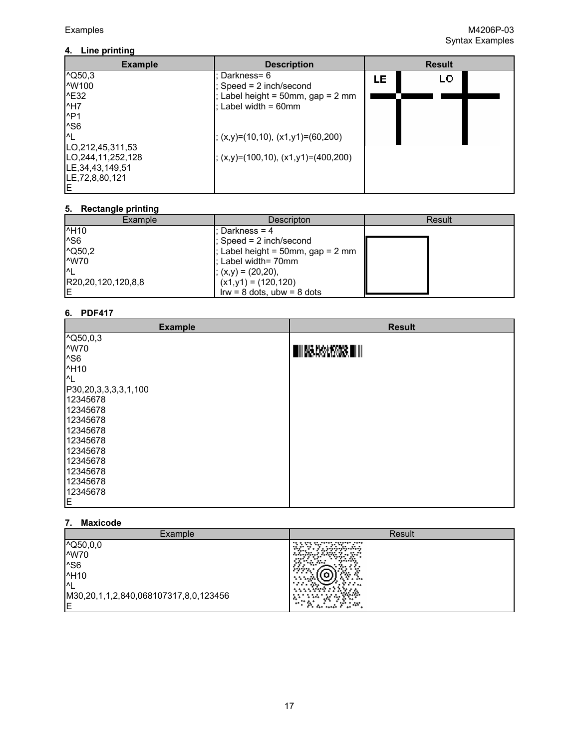### 4. Line printing

| Example | Description | Result |
|---|---|---|
| ^Q50,3 | ; Darkness= 6 | |
| ^W100 | ; Speed = 2 inch/second | |
| ^E32 | ; Label height = 50mm, gap = 2 mm | |
| ^H7 | ; Label width = 60mm | |
| ^P1 | | |
| ^S6 | | |
| ^L | ; (x,y)=(10,10), (x1,y1)=(60,200) | |
| LO,212,45,311,53 | | |
| LO,244,11,252,128 | ; (x,y)=(100,10), (x1,y1)=(400,200) | |
| LE,34,43,149,51 | | |
| LE,72,8,80,121 | | |
| E | | |

### 5. Rectangle printing

| Example | Descripton | Result |
|---|---|---|
| ^H10 | ; Darkness = 4 | |
| ^S6 | ; Speed = 2 inch/second | |
| ^Q50,2 | ; Label height = 50mm, gap = 2 mm | |
| ^W70 | ; Label width= 70mm | |
| ^L | ; (x,y) = (20,20), | |
| R20,20,120,120,8,8 | (x1,y1) = (120,120) | |
| E | lrw = 8 dots, ubw = 8 dots | |

### 6. PDF417

| Example | Result |
|---|---|
| ^Q50,0,3 | |
| ^W70 | |
| ^S6 | |
| ^H10 | |
| ^L | |
| P30,20,3,3,3,3,1,100 | |
| 12345678 | |
| 12345678 | |
| 12345678 | |
| 12345678 | |
| 12345678 | |
| 12345678 | |
| 12345678 | |
| 12345678 | |
| 12345678 | |
| 12345678 | |
| E | |

### 7. Maxicode

| Example | Result |
|---|---|
| ^Q50,0,0 | |
| ^W70 | |
| ^S6 | |
| ^H10 | |
| ^L | |
| M30,20,1,1,2,840,068107317,8,0,123456 | |
| E | |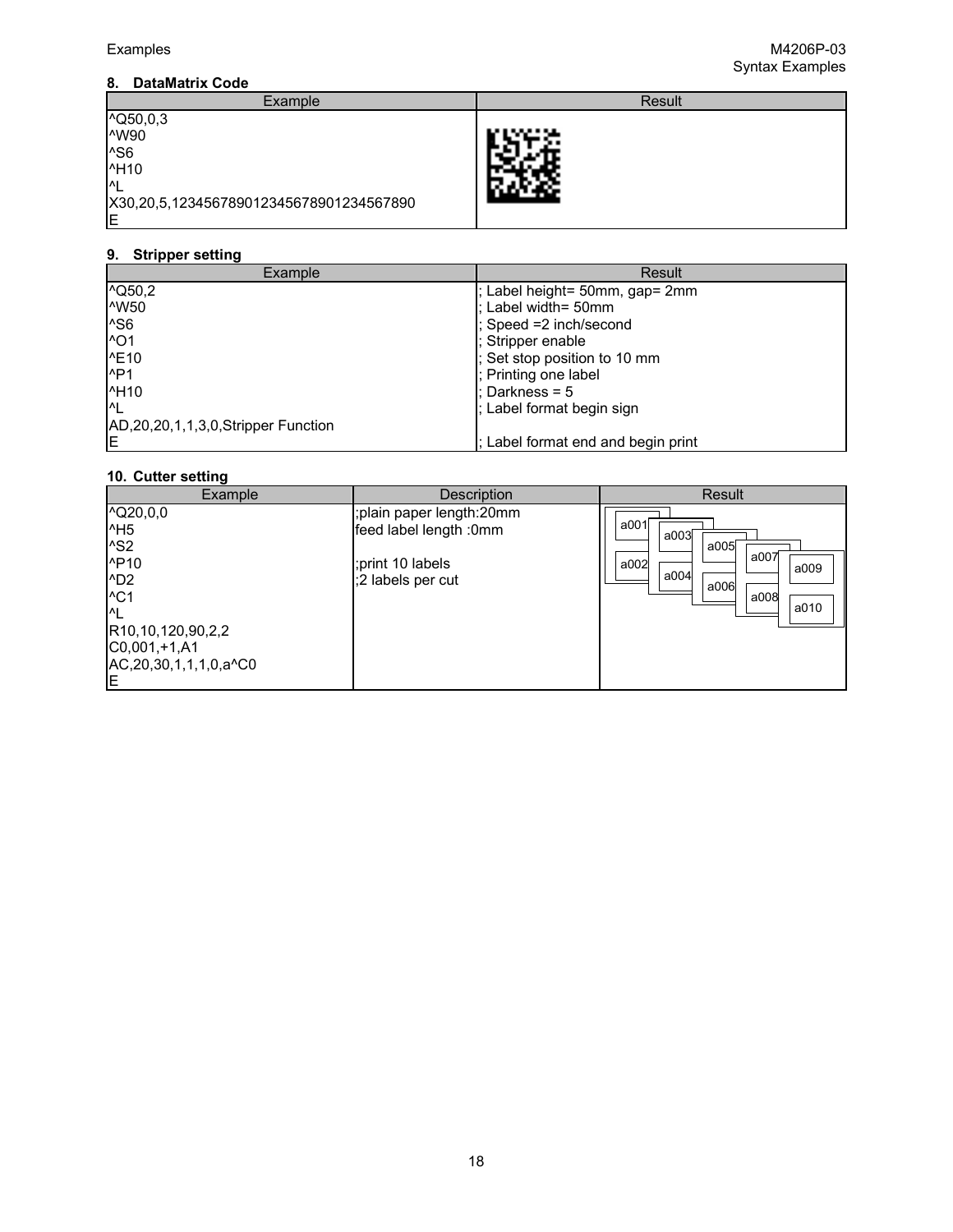### 8. DataMatrix Code

| Example | Result |
|---|---|
| ^Q50,0,3<br>^W90<br>^S6<br>^H10<br>^L<br>X30,20,5,123456789012345678901234567890<br>E | |

### 9. Stripper setting

| Example | Result |
|---|---|
| ^Q50,2 | ; Label height= 50mm, gap= 2mm |
| ^W50 | ; Label width= 50mm |
| ^S6 | ; Speed =2 inch/second |
| ^O1 | ; Stripper enable |
| ^E10 | ; Set stop position to 10 mm |
| ^P1 | ; Printing one label |
| ^H10 | ; Darkness = 5 |
| ^L | ; Label format begin sign |
| AD,20,20,1,1,3,0,Stripper Function | |
| E | ; Label format end and begin print |

### 10. Cutter setting

| Example | Description | Result |
|---|---|---|
| ^Q20,0,0<br>^H5<br>^S2<br>^P10<br>^D2<br>^C1<br>^L<br>R10,10,120,90,2,2<br>C0,001,+1,A1<br>AC,20,30,1,1,1,0,a^C0<br>E | ;plain paper length:20mm<br>feed label length :0mm<br><br>;print 10 labels<br>;2 labels per cut | a001 a002<br>a003 a004<br>a005 a006<br>a007 a008<br>a009 a010 |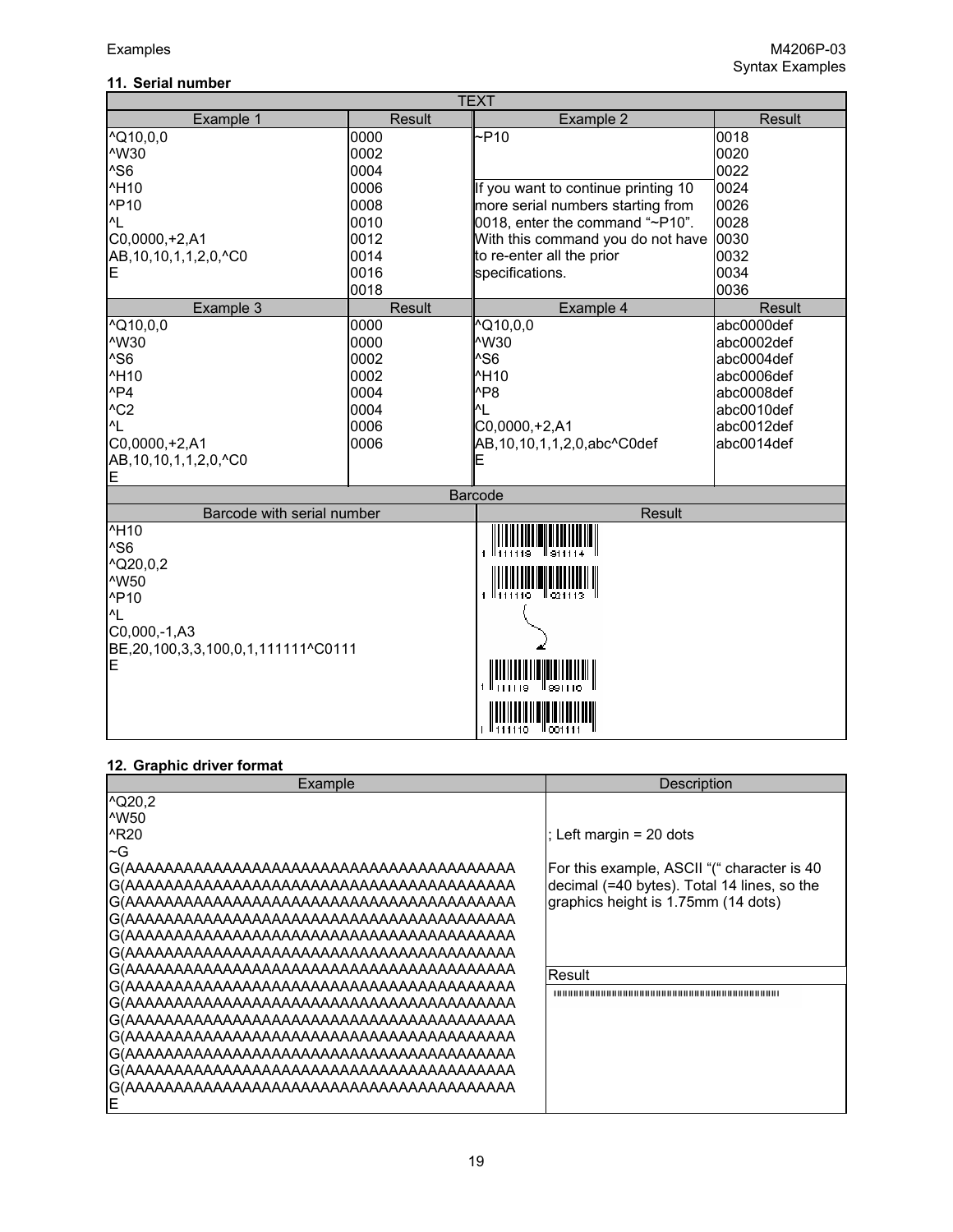### 11. Serial number

| TEXT | | | |
|---|---|---|---|
| **Example 1** | **Result** | **Example 2** | **Result** |
| ^Q10,0,0<br>^W30<br>^S6<br>^H10<br>^P10<br>^L<br>C0,0000,+2,A1<br>AB,10,10,1,1,2,0,^C0<br>E | 0000<br>0002<br>0004<br>0006<br>0008<br>0010<br>0012<br>0014<br>0016<br>0018 | ~P10<br><br>If you want to continue printing 10 more serial numbers starting from 0018, enter the command "~P10". With this command you do not have to re-enter all the prior specifications. | 0018<br>0020<br>0022<br>0024<br>0026<br>0028<br>0030<br>0032<br>0034<br>0036 |
| **Example 3** | **Result** | **Example 4** | **Result** |
| ^Q10,0,0<br>^W30<br>^S6<br>^H10<br>^P4<br>^C2<br>^L<br>C0,0000,+2,A1<br>AB,10,10,1,1,2,0,^C0<br>E | 0000<br>0000<br>0002<br>0002<br>0004<br>0004<br>0006<br>0006 | ^Q10,0,0<br>^W30<br>^S6<br>^H10<br>^P8<br>^L<br>C0,0000,+2,A1<br>AB,10,10,1,1,2,0,abc^C0def<br>E | abc0000def<br>abc0002def<br>abc0004def<br>abc0006def<br>abc0008def<br>abc0010def<br>abc0012def<br>abc0014def |

| Barcode | |
|---|---|
| **Barcode with serial number** | **Result** |
| ^H10<br>^S6<br>^Q20,0,2<br>^W50<br>^P10<br>^L<br>C0,000,-1,A3<br>BE,20,100,3,3,100,0,1,111111^C0111<br>E | 1 111119 911114<br>1 111110 021113<br>...<br>1 111119 991110<br>1 111110 001111 |

### 12. Graphic driver format

| Example | Description |
|---|---|
| ^Q20,2<br>^W50<br>^R20<br>~G<br>G(AAAAAAAAAAAAAAAAAAAAAAAAAAAAAAAAAAAAAAAA<br>G(AAAAAAAAAAAAAAAAAAAAAAAAAAAAAAAAAAAAAAAA<br>G(AAAAAAAAAAAAAAAAAAAAAAAAAAAAAAAAAAAAAAAA<br>G(AAAAAAAAAAAAAAAAAAAAAAAAAAAAAAAAAAAAAAAA<br>G(AAAAAAAAAAAAAAAAAAAAAAAAAAAAAAAAAAAAAAAA<br>G(AAAAAAAAAAAAAAAAAAAAAAAAAAAAAAAAAAAAAAAA<br>G(AAAAAAAAAAAAAAAAAAAAAAAAAAAAAAAAAAAAAAAA<br>G(AAAAAAAAAAAAAAAAAAAAAAAAAAAAAAAAAAAAAAAA<br>G(AAAAAAAAAAAAAAAAAAAAAAAAAAAAAAAAAAAAAAAA<br>G(AAAAAAAAAAAAAAAAAAAAAAAAAAAAAAAAAAAAAAAA<br>G(AAAAAAAAAAAAAAAAAAAAAAAAAAAAAAAAAAAAAAAA<br>G(AAAAAAAAAAAAAAAAAAAAAAAAAAAAAAAAAAAAAAAA<br>G(AAAAAAAAAAAAAAAAAAAAAAAAAAAAAAAAAAAAAAAA<br>G(AAAAAAAAAAAAAAAAAAAAAAAAAAAAAAAAAAAAAAAA<br>E | ; Left margin = 20 dots<br><br>For this example, ASCII "(" character is 40 decimal (=40 bytes). Total 14 lines, so the graphics height is 1.75mm (14 dots)<br><br>**Result** |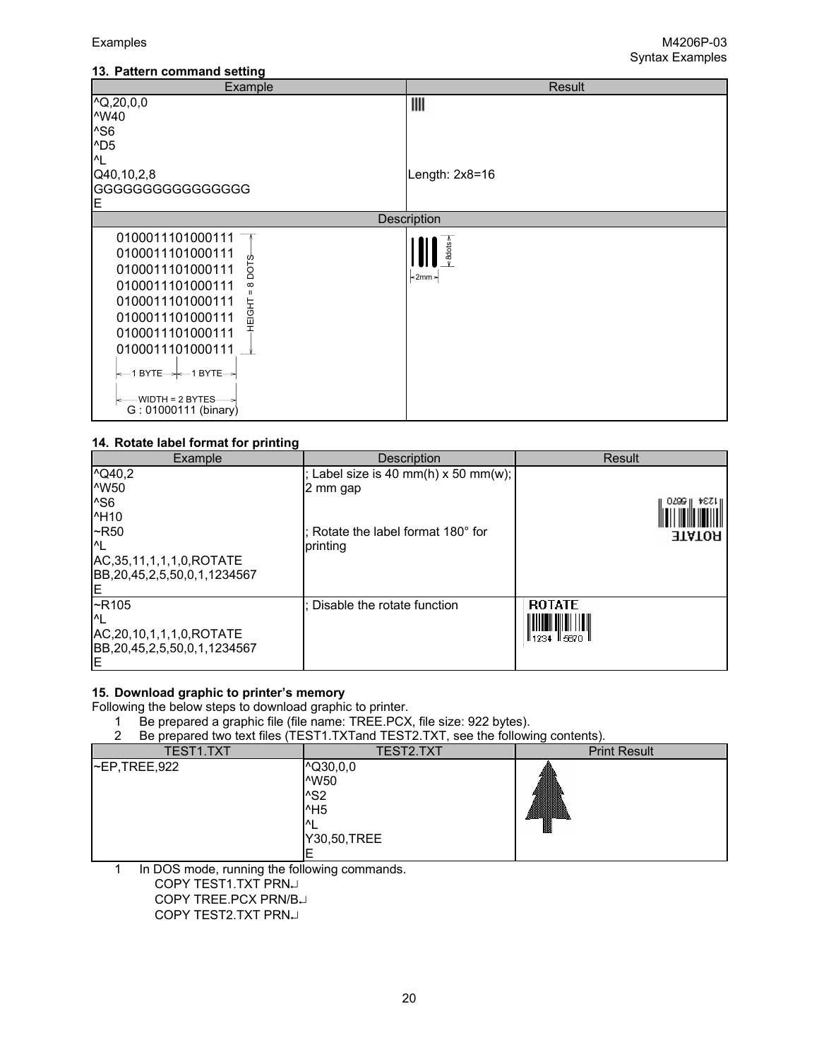### 13. Pattern command setting

| Example | Result |
|---|---|
| ^Q,20,0,0<br>^W40<br>^S6<br>^D5<br>^L<br>Q40,10,2,8<br>GGGGGGGGGGGGGGGG<br>E | Length: 2x8=16 |

**Description**

```
0100011101000111
0100011101000111
0100011101000111
0100011101000111
0100011101000111
0100011101000111
0100011101000111
0100011101000111
```

HEIGHT = 8 DOTS

1 BYTE | 1 BYTE

WIDTH = 2 BYTES

G : 01000111 (binary)

8dots, 2mm

### 14. Rotate label format for printing

| Example | Description | Result |
|---|---|---|
| ^Q40,2<br>^W50<br>^S6<br>^H10<br>~R50<br>^L<br>AC,35,11,1,1,1,0,ROTATE<br>BB,20,45,2,5,50,0,1,1234567<br>E | ; Label size is 40 mm(h) x 50 mm(w); 2 mm gap<br><br>; Rotate the label format 180° for printing | |
| ~R105<br>^L<br>AC,20,10,1,1,1,0,ROTATE<br>BB,20,45,2,5,50,0,1,1234567<br>E | ; Disable the rotate function | ROTATE<br>1234 5670 |

### 15. Download graphic to printer's memory

Following the below steps to download graphic to printer.

1. Be prepared a graphic file (file name: TREE.PCX, file size: 922 bytes).
2. Be prepared two text files (TEST1.TXTand TEST2.TXT, see the following contents).

| TEST1.TXT | TEST2.TXT | Print Result |
|---|---|---|
| ~EP,TREE,922 | ^Q30,0,0<br>^W50<br>^S2<br>^H5<br>^L<br>Y30,50,TREE<br>E | |

1. In DOS mode, running the following commands.

```
COPY TEST1.TXT PRN↵
COPY TREE.PCX PRN/B↵
COPY TEST2.TXT PRN↵
```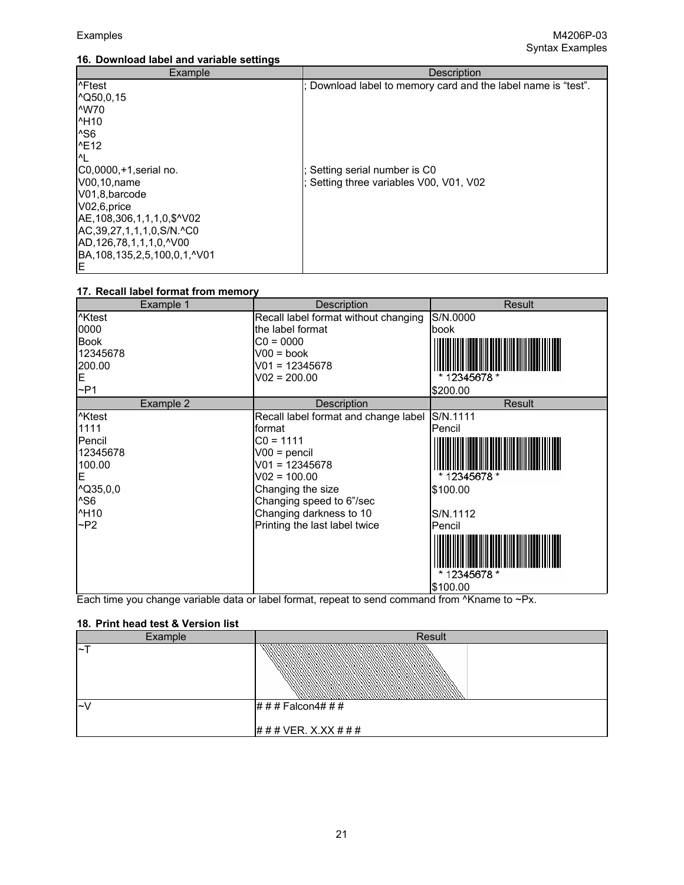### 16. Download label and variable settings

| Example | Description |
|---|---|
| ^Ftest | ; Download label to memory card and the label name is "test". |
| ^Q50,0,15 | |
| ^W70 | |
| ^H10 | |
| ^S6 | |
| ^E12 | |
| ^L | |
| C0,0000,+1,serial no. | ; Setting serial number is C0 |
| V00,10,name | ; Setting three variables V00, V01, V02 |
| V01,8,barcode | |
| V02,6,price | |
| AE,108,306,1,1,1,0,$^V02 | |
| AC,39,27,1,1,1,0,S/N.^C0 | |
| AD,126,78,1,1,1,0,^V00 | |
| BA,108,135,2,5,100,0,1,^V01 | |
| E | |

### 17. Recall label format from memory

| Example 1 | Description | Result |
|---|---|---|
| ^Ktest<br>0000<br>Book<br>12345678<br>200.00<br>E<br>~P1 | Recall label format without changing the label format<br>C0 = 0000<br>V00 = book<br>V01 = 12345678<br>V02 = 200.00 | S/N.0000<br>book<br>* 12345678 *<br>$200.00 |
| **Example 2** | **Description** | **Result** |
| ^Ktest<br>1111<br>Pencil<br>12345678<br>100.00<br>E<br>^Q35,0,0<br>^S6<br>^H10<br>~P2 | Recall label format and change label format<br>C0 = 1111<br>V00 = pencil<br>V01 = 12345678<br>V02 = 100.00<br>Changing the size<br>Changing speed to 6"/sec<br>Changing darkness to 10<br>Printing the last label twice | S/N.1111<br>Pencil<br>* 12345678 *<br>$100.00<br><br>S/N.1112<br>Pencil<br>* 12345678 *<br>$100.00 |

Each time you change variable data or label format, repeat to send command from ^Kname to ~Px.

### 18. Print head test & Version list

| Example | Result |
|---|---|
| ~T | |
| ~V | # # # Falcon4# # #<br><br># # # VER. X.XX # # # |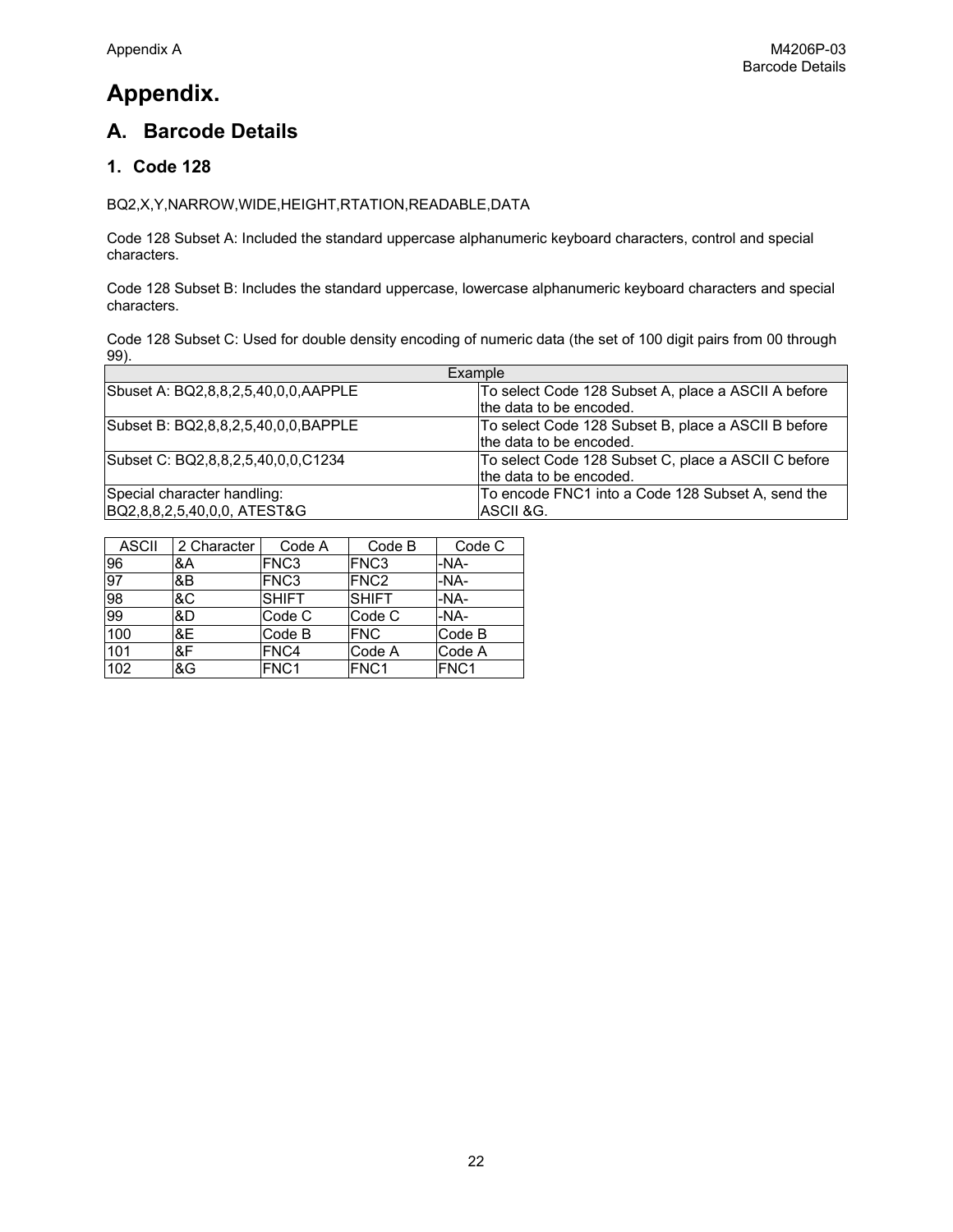# Appendix.

## A. Barcode Details

### 1. Code 128

BQ2,X,Y,NARROW,WIDE,HEIGHT,RTATION,READABLE,DATA

Code 128 Subset A: Included the standard uppercase alphanumeric keyboard characters, control and special characters.

Code 128 Subset B: Includes the standard uppercase, lowercase alphanumeric keyboard characters and special characters.

Code 128 Subset C: Used for double density encoding of numeric data (the set of 100 digit pairs from 00 through 99).

| Example | |
|---|---|
| Sbuset A: BQ2,8,8,2,5,40,0,0,AAPPLE | To select Code 128 Subset A, place a ASCII A before the data to be encoded. |
| Subset B: BQ2,8,8,2,5,40,0,0,BAPPLE | To select Code 128 Subset B, place a ASCII B before the data to be encoded. |
| Subset C: BQ2,8,8,2,5,40,0,0,C1234 | To select Code 128 Subset C, place a ASCII C before the data to be encoded. |
| Special character handling: BQ2,8,8,2,5,40,0,0, ATEST&G | To encode FNC1 into a Code 128 Subset A, send the ASCII &G. |

| ASCII | 2 Character | Code A | Code B | Code C |
|---|---|---|---|---|
| 96 | &A | FNC3 | FNC3 | -NA- |
| 97 | &B | FNC3 | FNC2 | -NA- |
| 98 | &C | SHIFT | SHIFT | -NA- |
| 99 | &D | Code C | Code C | -NA- |
| 100 | &E | Code B | FNC | Code B |
| 101 | &F | FNC4 | Code A | Code A |
| 102 | &G | FNC1 | FNC1 | FNC1 |